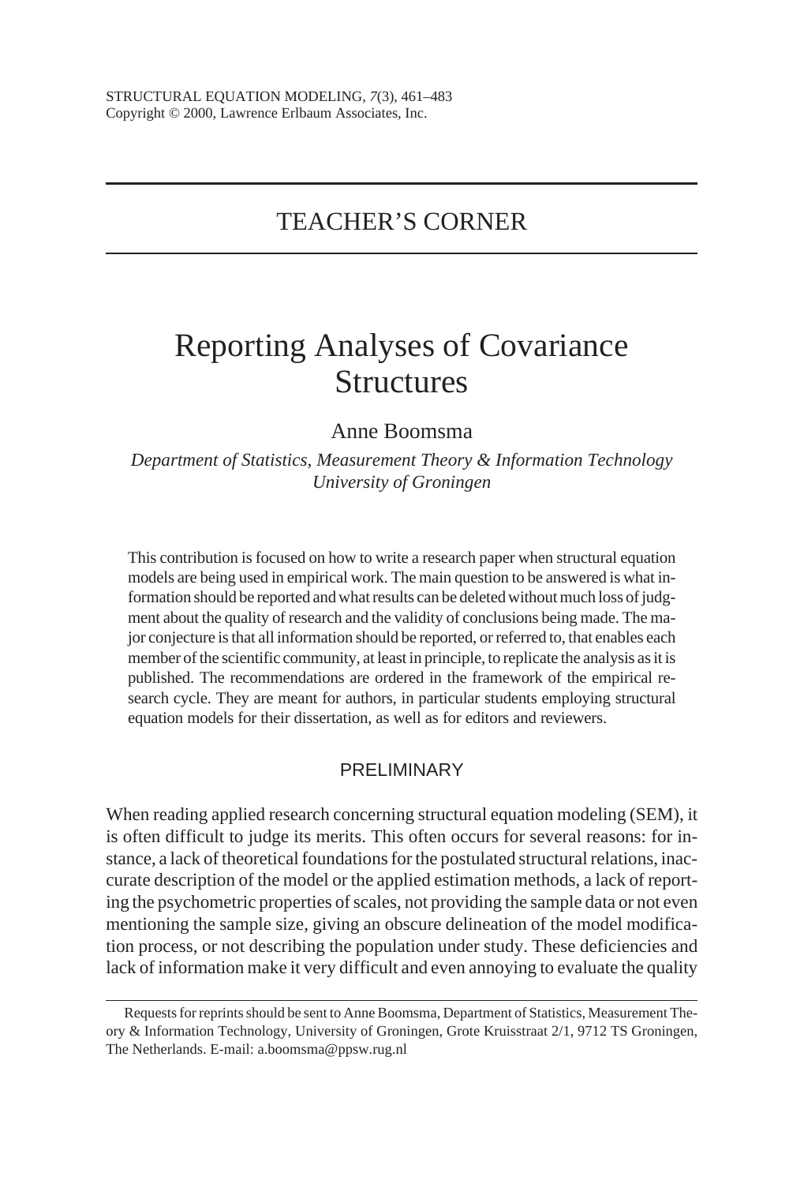TEACHER'S CORNER

# Reporting Analyses of Covariance Structures

Anne Boomsma

*Department of Statistics, Measurement Theory & Information Technology*
*University of Groningen*

This contribution is focused on how to write a research paper when structural equation models are being used in empirical work. The main question to be answered is what information should be reported and what results can be deleted without much loss of judgment about the quality of research and the validity of conclusions being made. The major conjecture is that all information should be reported, or referred to, that enables each member of the scientific community, at least in principle, to replicate the analysis as it is published. The recommendations are ordered in the framework of the empirical research cycle. They are meant for authors, in particular students employing structural equation models for their dissertation, as well as for editors and reviewers.

## PRELIMINARY

When reading applied research concerning structural equation modeling (SEM), it is often difficult to judge its merits. This often occurs for several reasons: for instance, a lack of theoretical foundations for the postulated structural relations, inaccurate description of the model or the applied estimation methods, a lack of reporting the psychometric properties of scales, not providing the sample data or not even mentioning the sample size, giving an obscure delineation of the model modification process, or not describing the population under study. These deficiencies and lack of information make it very difficult and even annoying to evaluate the quality

Requests for reprints should be sent to Anne Boomsma, Department of Statistics, Measurement Theory & Information Technology, University of Groningen, Grote Kruisstraat 2/1, 9712 TS Groningen, The Netherlands. E-mail: a.boomsma@ppsw.rug.nl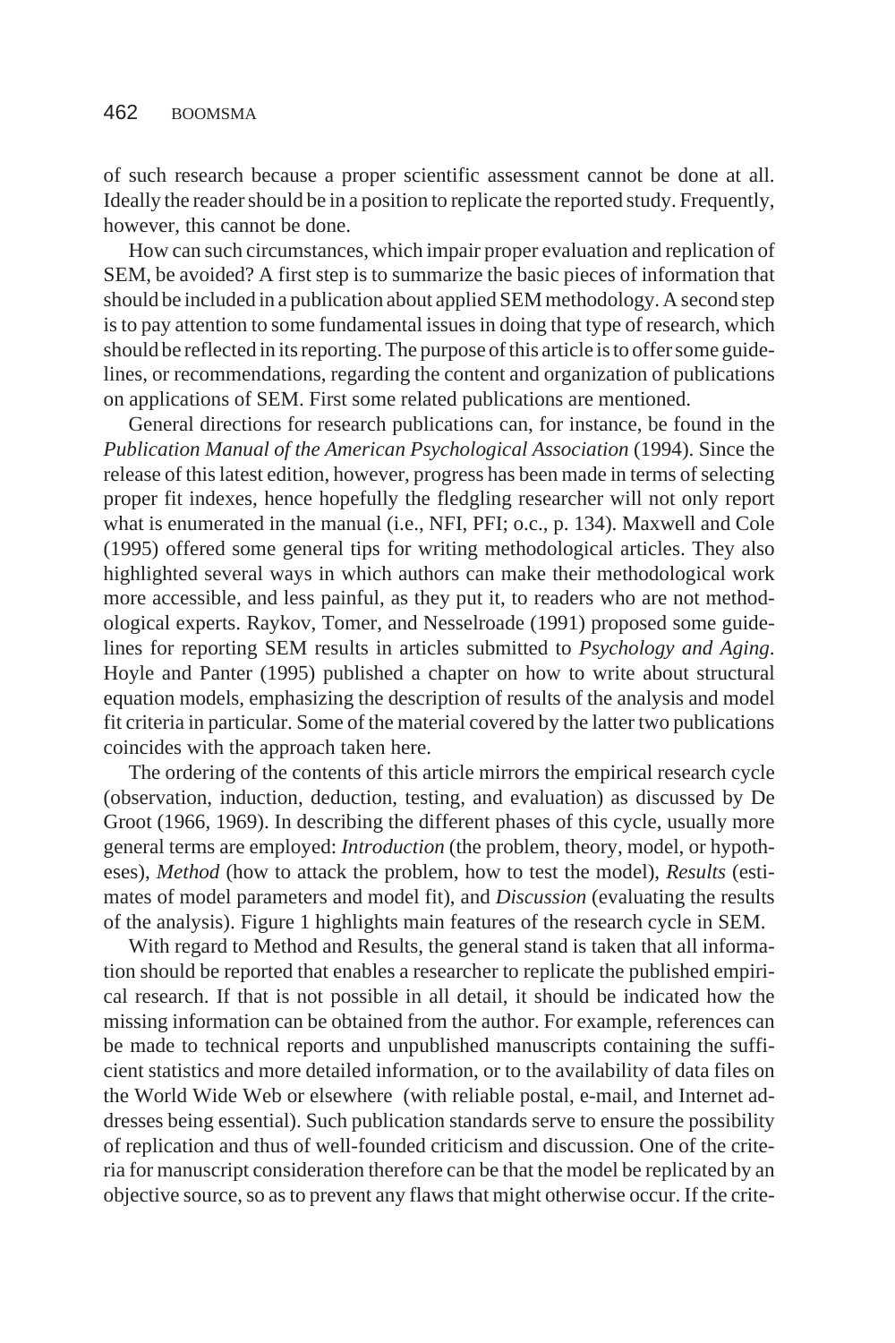of such research because a proper scientific assessment cannot be done at all. Ideally the reader should be in a position to replicate the reported study. Frequently, however, this cannot be done.

How can such circumstances, which impair proper evaluation and replication of SEM, be avoided? A first step is to summarize the basic pieces of information that should be included in a publication about applied SEM methodology. A second step is to pay attention to some fundamental issues in doing that type of research, which should be reflected in its reporting. The purpose of this article is to offer some guidelines, or recommendations, regarding the content and organization of publications on applications of SEM. First some related publications are mentioned.

General directions for research publications can, for instance, be found in the *Publication Manual of the American Psychological Association* (1994). Since the release of this latest edition, however, progress has been made in terms of selecting proper fit indexes, hence hopefully the fledgling researcher will not only report what is enumerated in the manual (i.e., NFI, PFI; o.c., p. 134). Maxwell and Cole (1995) offered some general tips for writing methodological articles. They also highlighted several ways in which authors can make their methodological work more accessible, and less painful, as they put it, to readers who are not methodological experts. Raykov, Tomer, and Nesselroade (1991) proposed some guidelines for reporting SEM results in articles submitted to *Psychology and Aging*. Hoyle and Panter (1995) published a chapter on how to write about structural equation models, emphasizing the description of results of the analysis and model fit criteria in particular. Some of the material covered by the latter two publications coincides with the approach taken here.

The ordering of the contents of this article mirrors the empirical research cycle (observation, induction, deduction, testing, and evaluation) as discussed by De Groot (1966, 1969). In describing the different phases of this cycle, usually more general terms are employed: *Introduction* (the problem, theory, model, or hypotheses), *Method* (how to attack the problem, how to test the model), *Results* (estimates of model parameters and model fit), and *Discussion* (evaluating the results of the analysis). Figure 1 highlights main features of the research cycle in SEM.

With regard to Method and Results, the general stand is taken that all information should be reported that enables a researcher to replicate the published empirical research. If that is not possible in all detail, it should be indicated how the missing information can be obtained from the author. For example, references can be made to technical reports and unpublished manuscripts containing the sufficient statistics and more detailed information, or to the availability of data files on the World Wide Web or elsewhere (with reliable postal, e-mail, and Internet addresses being essential). Such publication standards serve to ensure the possibility of replication and thus of well-founded criticism and discussion. One of the criteria for manuscript consideration therefore can be that the model be replicated by an objective source, so as to prevent any flaws that might otherwise occur. If the crite-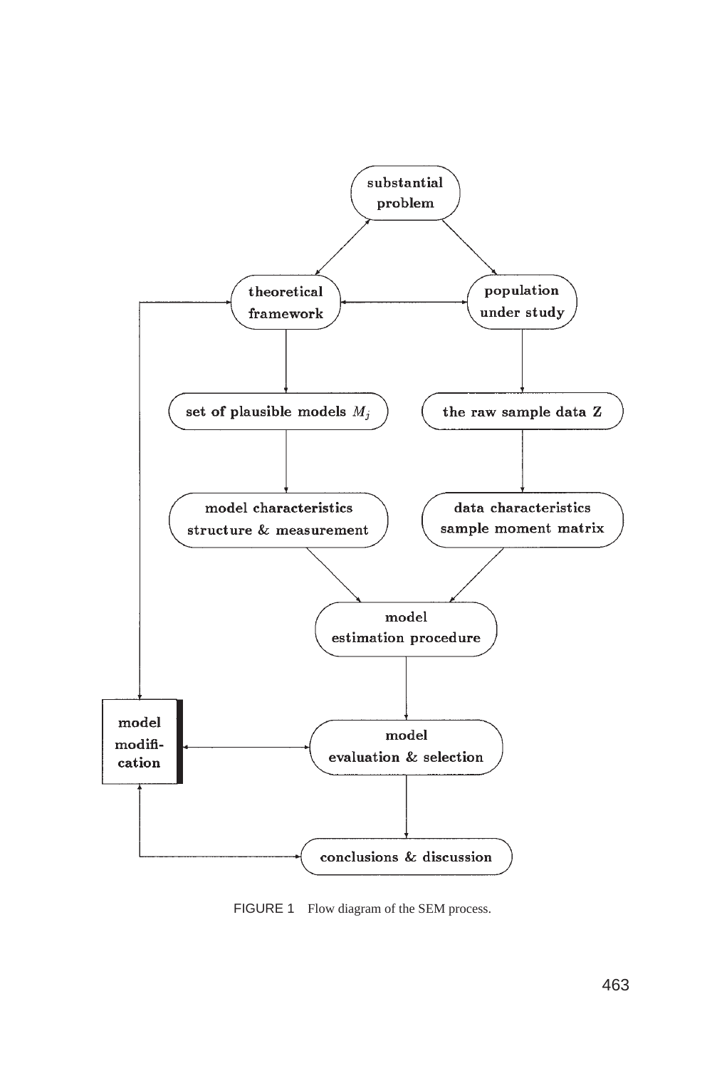FIGURE 1 Flow diagram of the SEM process.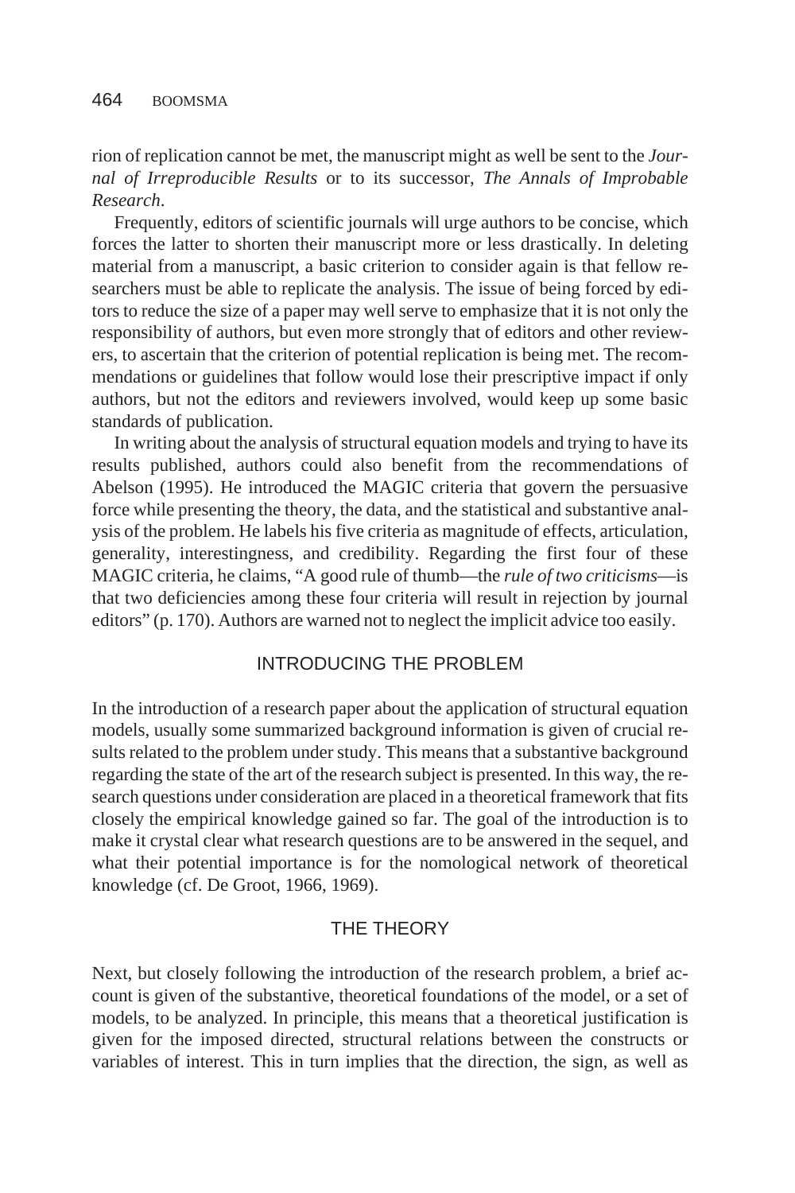rion of replication cannot be met, the manuscript might as well be sent to the *Journal of Irreproducible Results* or to its successor, *The Annals of Improbable Research*.

Frequently, editors of scientific journals will urge authors to be concise, which forces the latter to shorten their manuscript more or less drastically. In deleting material from a manuscript, a basic criterion to consider again is that fellow researchers must be able to replicate the analysis. The issue of being forced by editors to reduce the size of a paper may well serve to emphasize that it is not only the responsibility of authors, but even more strongly that of editors and other reviewers, to ascertain that the criterion of potential replication is being met. The recommendations or guidelines that follow would lose their prescriptive impact if only authors, but not the editors and reviewers involved, would keep up some basic standards of publication.

In writing about the analysis of structural equation models and trying to have its results published, authors could also benefit from the recommendations of Abelson (1995). He introduced the MAGIC criteria that govern the persuasive force while presenting the theory, the data, and the statistical and substantive analysis of the problem. He labels his five criteria as magnitude of effects, articulation, generality, interestingness, and credibility. Regarding the first four of these MAGIC criteria, he claims, "A good rule of thumb—the *rule of two criticisms*—is that two deficiencies among these four criteria will result in rejection by journal editors" (p. 170). Authors are warned not to neglect the implicit advice too easily.

## INTRODUCING THE PROBLEM

In the introduction of a research paper about the application of structural equation models, usually some summarized background information is given of crucial results related to the problem under study. This means that a substantive background regarding the state of the art of the research subject is presented. In this way, the research questions under consideration are placed in a theoretical framework that fits closely the empirical knowledge gained so far. The goal of the introduction is to make it crystal clear what research questions are to be answered in the sequel, and what their potential importance is for the nomological network of theoretical knowledge (cf. De Groot, 1966, 1969).

## THE THEORY

Next, but closely following the introduction of the research problem, a brief account is given of the substantive, theoretical foundations of the model, or a set of models, to be analyzed. In principle, this means that a theoretical justification is given for the imposed directed, structural relations between the constructs or variables of interest. This in turn implies that the direction, the sign, as well as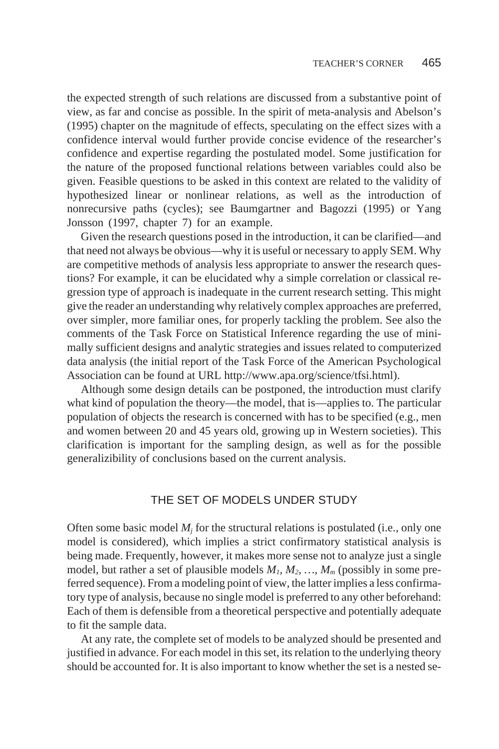the expected strength of such relations are discussed from a substantive point of view, as far and concise as possible. In the spirit of meta-analysis and Abelson's (1995) chapter on the magnitude of effects, speculating on the effect sizes with a confidence interval would further provide concise evidence of the researcher's confidence and expertise regarding the postulated model. Some justification for the nature of the proposed functional relations between variables could also be given. Feasible questions to be asked in this context are related to the validity of hypothesized linear or nonlinear relations, as well as the introduction of nonrecursive paths (cycles); see Baumgartner and Bagozzi (1995) or Yang Jonsson (1997, chapter 7) for an example.

Given the research questions posed in the introduction, it can be clarified—and that need not always be obvious—why it is useful or necessary to apply SEM. Why are competitive methods of analysis less appropriate to answer the research questions? For example, it can be elucidated why a simple correlation or classical regression type of approach is inadequate in the current research setting. This might give the reader an understanding why relatively complex approaches are preferred, over simpler, more familiar ones, for properly tackling the problem. See also the comments of the Task Force on Statistical Inference regarding the use of minimally sufficient designs and analytic strategies and issues related to computerized data analysis (the initial report of the Task Force of the American Psychological Association can be found at URL http://www.apa.org/science/tfsi.html).

Although some design details can be postponed, the introduction must clarify what kind of population the theory—the model, that is—applies to. The particular population of objects the research is concerned with has to be specified (e.g., men and women between 20 and 45 years old, growing up in Western societies). This clarification is important for the sampling design, as well as for the possible generalizibility of conclusions based on the current analysis.

## THE SET OF MODELS UNDER STUDY

Often some basic model $M_j$ for the structural relations is postulated (i.e., only one model is considered), which implies a strict confirmatory statistical analysis is being made. Frequently, however, it makes more sense not to analyze just a single model, but rather a set of plausible models $M_1, M_2, \ldots, M_m$ (possibly in some preferred sequence). From a modeling point of view, the latter implies a less confirmatory type of analysis, because no single model is preferred to any other beforehand: Each of them is defensible from a theoretical perspective and potentially adequate to fit the sample data.

At any rate, the complete set of models to be analyzed should be presented and justified in advance. For each model in this set, its relation to the underlying theory should be accounted for. It is also important to know whether the set is a nested se-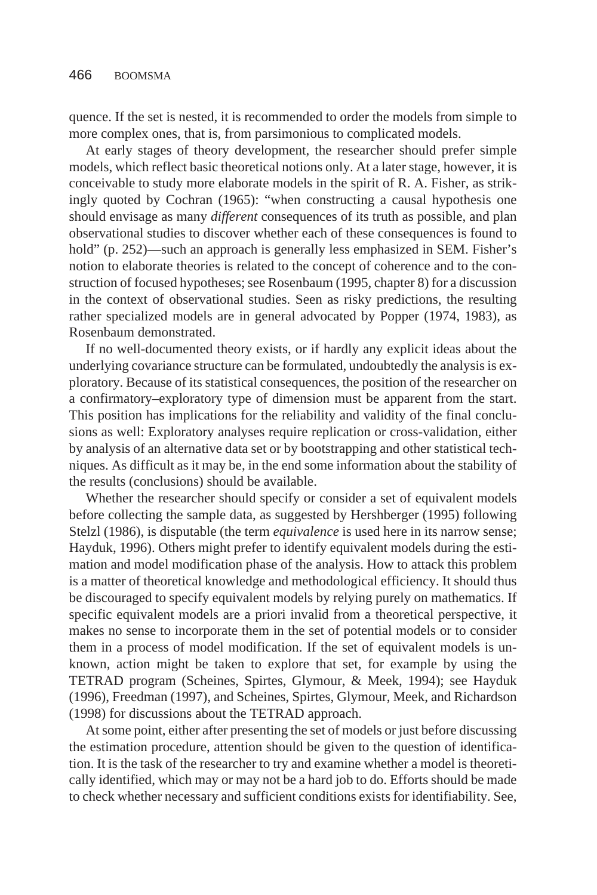quence. If the set is nested, it is recommended to order the models from simple to more complex ones, that is, from parsimonious to complicated models.

At early stages of theory development, the researcher should prefer simple models, which reflect basic theoretical notions only. At a later stage, however, it is conceivable to study more elaborate models in the spirit of R. A. Fisher, as strikingly quoted by Cochran (1965): "when constructing a causal hypothesis one should envisage as many *different* consequences of its truth as possible, and plan observational studies to discover whether each of these consequences is found to hold" (p. 252)—such an approach is generally less emphasized in SEM. Fisher's notion to elaborate theories is related to the concept of coherence and to the construction of focused hypotheses; see Rosenbaum (1995, chapter 8) for a discussion in the context of observational studies. Seen as risky predictions, the resulting rather specialized models are in general advocated by Popper (1974, 1983), as Rosenbaum demonstrated.

If no well-documented theory exists, or if hardly any explicit ideas about the underlying covariance structure can be formulated, undoubtedly the analysis is exploratory. Because of its statistical consequences, the position of the researcher on a confirmatory–exploratory type of dimension must be apparent from the start. This position has implications for the reliability and validity of the final conclusions as well: Exploratory analyses require replication or cross-validation, either by analysis of an alternative data set or by bootstrapping and other statistical techniques. As difficult as it may be, in the end some information about the stability of the results (conclusions) should be available.

Whether the researcher should specify or consider a set of equivalent models before collecting the sample data, as suggested by Hershberger (1995) following Stelzl (1986), is disputable (the term *equivalence* is used here in its narrow sense; Hayduk, 1996). Others might prefer to identify equivalent models during the estimation and model modification phase of the analysis. How to attack this problem is a matter of theoretical knowledge and methodological efficiency. It should thus be discouraged to specify equivalent models by relying purely on mathematics. If specific equivalent models are a priori invalid from a theoretical perspective, it makes no sense to incorporate them in the set of potential models or to consider them in a process of model modification. If the set of equivalent models is unknown, action might be taken to explore that set, for example by using the TETRAD program (Scheines, Spirtes, Glymour, & Meek, 1994); see Hayduk (1996), Freedman (1997), and Scheines, Spirtes, Glymour, Meek, and Richardson (1998) for discussions about the TETRAD approach.

At some point, either after presenting the set of models or just before discussing the estimation procedure, attention should be given to the question of identification. It is the task of the researcher to try and examine whether a model is theoretically identified, which may or may not be a hard job to do. Efforts should be made to check whether necessary and sufficient conditions exists for identifiability. See,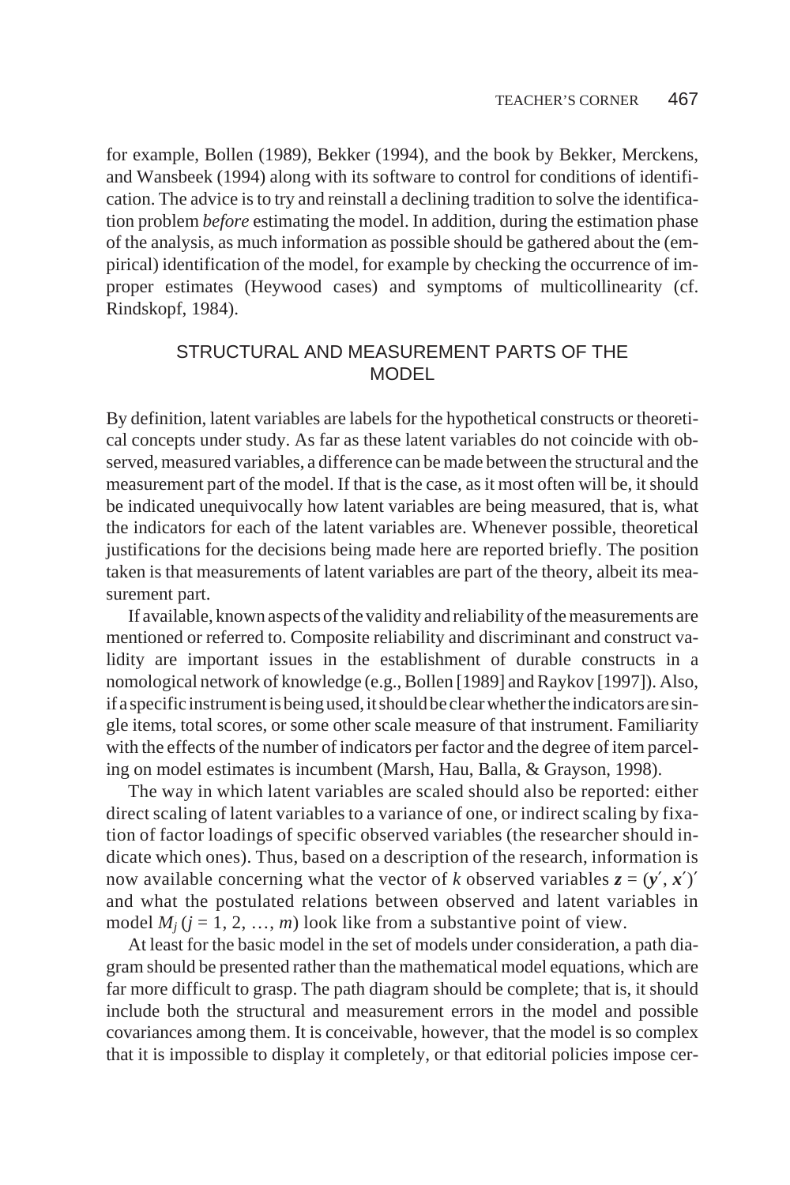for example, Bollen (1989), Bekker (1994), and the book by Bekker, Merckens, and Wansbeek (1994) along with its software to control for conditions of identification. The advice is to try and reinstall a declining tradition to solve the identification problem *before* estimating the model. In addition, during the estimation phase of the analysis, as much information as possible should be gathered about the (empirical) identification of the model, for example by checking the occurrence of improper estimates (Heywood cases) and symptoms of multicollinearity (cf. Rindskopf, 1984).

## STRUCTURAL AND MEASUREMENT PARTS OF THE MODEL

By definition, latent variables are labels for the hypothetical constructs or theoretical concepts under study. As far as these latent variables do not coincide with observed, measured variables, a difference can be made between the structural and the measurement part of the model. If that is the case, as it most often will be, it should be indicated unequivocally how latent variables are being measured, that is, what the indicators for each of the latent variables are. Whenever possible, theoretical justifications for the decisions being made here are reported briefly. The position taken is that measurements of latent variables are part of the theory, albeit its measurement part.

If available, known aspects of the validity and reliability of the measurements are mentioned or referred to. Composite reliability and discriminant and construct validity are important issues in the establishment of durable constructs in a nomological network of knowledge (e.g., Bollen [1989] and Raykov [1997]). Also, if a specific instrument is being used, it should be clear whether the indicators are single items, total scores, or some other scale measure of that instrument. Familiarity with the effects of the number of indicators per factor and the degree of item parceling on model estimates is incumbent (Marsh, Hau, Balla, & Grayson, 1998).

The way in which latent variables are scaled should also be reported: either direct scaling of latent variables to a variance of one, or indirect scaling by fixation of factor loadings of specific observed variables (the researcher should indicate which ones). Thus, based on a description of the research, information is now available concerning what the vector of $k$ observed variables $\boldsymbol{z} = (\boldsymbol{y}', \boldsymbol{x}')'$ and what the postulated relations between observed and latent variables in model $M_j$ ($j = 1, 2, \ldots, m$) look like from a substantive point of view.

At least for the basic model in the set of models under consideration, a path diagram should be presented rather than the mathematical model equations, which are far more difficult to grasp. The path diagram should be complete; that is, it should include both the structural and measurement errors in the model and possible covariances among them. It is conceivable, however, that the model is so complex that it is impossible to display it completely, or that editorial policies impose cer-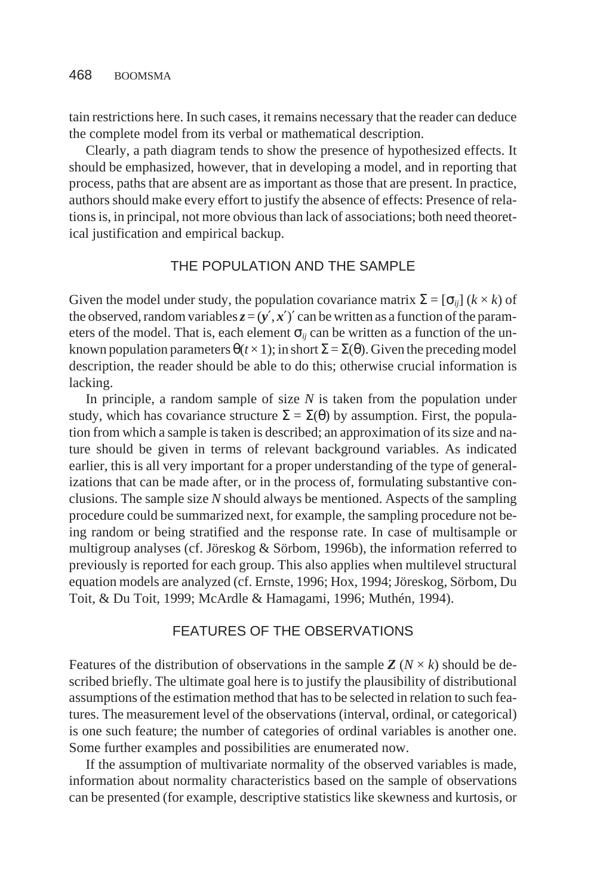tain restrictions here. In such cases, it remains necessary that the reader can deduce the complete model from its verbal or mathematical description.

Clearly, a path diagram tends to show the presence of hypothesized effects. It should be emphasized, however, that in developing a model, and in reporting that process, paths that are absent are as important as those that are present. In practice, authors should make every effort to justify the absence of effects: Presence of relations is, in principal, not more obvious than lack of associations; both need theoretical justification and empirical backup.

## THE POPULATION AND THE SAMPLE

Given the model under study, the population covariance matrix $\Sigma = [\sigma_{ij}]$ $(k \times k)$ of the observed, random variables $\boldsymbol{z} = (\boldsymbol{y}', \boldsymbol{x}')'$ can be written as a function of the parameters of the model. That is, each element $\sigma_{ij}$ can be written as a function of the unknown population parameters $\theta(t \times 1)$; in short $\Sigma = \Sigma(\theta)$. Given the preceding model description, the reader should be able to do this; otherwise crucial information is lacking.

In principle, a random sample of size $N$ is taken from the population under study, which has covariance structure $\Sigma = \Sigma(\theta)$ by assumption. First, the population from which a sample is taken is described; an approximation of its size and nature should be given in terms of relevant background variables. As indicated earlier, this is all very important for a proper understanding of the type of generalizations that can be made after, or in the process of, formulating substantive conclusions. The sample size $N$ should always be mentioned. Aspects of the sampling procedure could be summarized next, for example, the sampling procedure not being random or being stratified and the response rate. In case of multisample or multigroup analyses (cf. Jöreskog & Sörbom, 1996b), the information referred to previously is reported for each group. This also applies when multilevel structural equation models are analyzed (cf. Ernste, 1996; Hox, 1994; Jöreskog, Sörbom, Du Toit, & Du Toit, 1999; McArdle & Hamagami, 1996; Muthén, 1994).

## FEATURES OF THE OBSERVATIONS

Features of the distribution of observations in the sample $\boldsymbol{Z}$ $(N \times k)$ should be described briefly. The ultimate goal here is to justify the plausibility of distributional assumptions of the estimation method that has to be selected in relation to such features. The measurement level of the observations (interval, ordinal, or categorical) is one such feature; the number of categories of ordinal variables is another one. Some further examples and possibilities are enumerated now.

If the assumption of multivariate normality of the observed variables is made, information about normality characteristics based on the sample of observations can be presented (for example, descriptive statistics like skewness and kurtosis, or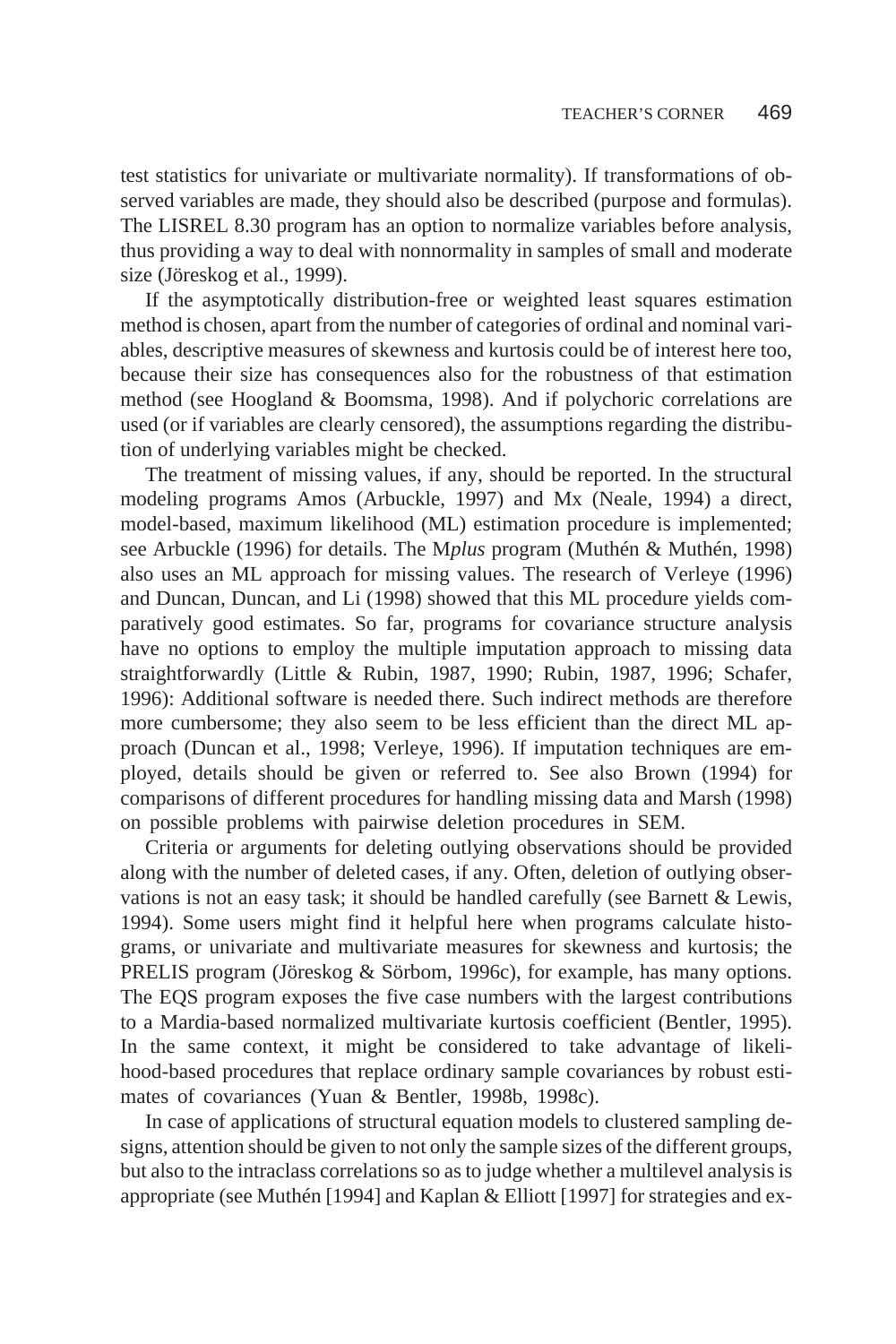test statistics for univariate or multivariate normality). If transformations of observed variables are made, they should also be described (purpose and formulas). The LISREL 8.30 program has an option to normalize variables before analysis, thus providing a way to deal with nonnormality in samples of small and moderate size (Jöreskog et al., 1999).

If the asymptotically distribution-free or weighted least squares estimation method is chosen, apart from the number of categories of ordinal and nominal variables, descriptive measures of skewness and kurtosis could be of interest here too, because their size has consequences also for the robustness of that estimation method (see Hoogland & Boomsma, 1998). And if polychoric correlations are used (or if variables are clearly censored), the assumptions regarding the distribution of underlying variables might be checked.

The treatment of missing values, if any, should be reported. In the structural modeling programs Amos (Arbuckle, 1997) and Mx (Neale, 1994) a direct, model-based, maximum likelihood (ML) estimation procedure is implemented; see Arbuckle (1996) for details. The M*plus* program (Muthén & Muthén, 1998) also uses an ML approach for missing values. The research of Verleye (1996) and Duncan, Duncan, and Li (1998) showed that this ML procedure yields comparatively good estimates. So far, programs for covariance structure analysis have no options to employ the multiple imputation approach to missing data straightforwardly (Little & Rubin, 1987, 1990; Rubin, 1987, 1996; Schafer, 1996): Additional software is needed there. Such indirect methods are therefore more cumbersome; they also seem to be less efficient than the direct ML approach (Duncan et al., 1998; Verleye, 1996). If imputation techniques are employed, details should be given or referred to. See also Brown (1994) for comparisons of different procedures for handling missing data and Marsh (1998) on possible problems with pairwise deletion procedures in SEM.

Criteria or arguments for deleting outlying observations should be provided along with the number of deleted cases, if any. Often, deletion of outlying observations is not an easy task; it should be handled carefully (see Barnett & Lewis, 1994). Some users might find it helpful here when programs calculate histograms, or univariate and multivariate measures for skewness and kurtosis; the PRELIS program (Jöreskog & Sörbom, 1996c), for example, has many options. The EQS program exposes the five case numbers with the largest contributions to a Mardia-based normalized multivariate kurtosis coefficient (Bentler, 1995). In the same context, it might be considered to take advantage of likelihood-based procedures that replace ordinary sample covariances by robust estimates of covariances (Yuan & Bentler, 1998b, 1998c).

In case of applications of structural equation models to clustered sampling designs, attention should be given to not only the sample sizes of the different groups, but also to the intraclass correlations so as to judge whether a multilevel analysis is appropriate (see Muthén [1994] and Kaplan & Elliott [1997] for strategies and ex-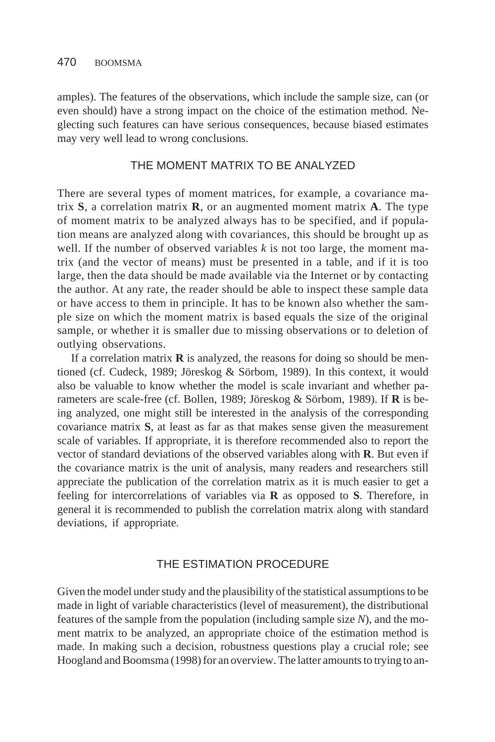amples). The features of the observations, which include the sample size, can (or even should) have a strong impact on the choice of the estimation method. Neglecting such features can have serious consequences, because biased estimates may very well lead to wrong conclusions.

## THE MOMENT MATRIX TO BE ANALYZED

There are several types of moment matrices, for example, a covariance matrix **S**, a correlation matrix **R**, or an augmented moment matrix **A**. The type of moment matrix to be analyzed always has to be specified, and if population means are analyzed along with covariances, this should be brought up as well. If the number of observed variables $k$ is not too large, the moment matrix (and the vector of means) must be presented in a table, and if it is too large, then the data should be made available via the Internet or by contacting the author. At any rate, the reader should be able to inspect these sample data or have access to them in principle. It has to be known also whether the sample size on which the moment matrix is based equals the size of the original sample, or whether it is smaller due to missing observations or to deletion of outlying observations.

If a correlation matrix **R** is analyzed, the reasons for doing so should be mentioned (cf. Cudeck, 1989; Jöreskog & Sörbom, 1989). In this context, it would also be valuable to know whether the model is scale invariant and whether parameters are scale-free (cf. Bollen, 1989; Jöreskog & Sörbom, 1989). If **R** is being analyzed, one might still be interested in the analysis of the corresponding covariance matrix **S**, at least as far as that makes sense given the measurement scale of variables. If appropriate, it is therefore recommended also to report the vector of standard deviations of the observed variables along with **R**. But even if the covariance matrix is the unit of analysis, many readers and researchers still appreciate the publication of the correlation matrix as it is much easier to get a feeling for intercorrelations of variables via **R** as opposed to **S**. Therefore, in general it is recommended to publish the correlation matrix along with standard deviations, if appropriate.

## THE ESTIMATION PROCEDURE

Given the model under study and the plausibility of the statistical assumptions to be made in light of variable characteristics (level of measurement), the distributional features of the sample from the population (including sample size $N$), and the moment matrix to be analyzed, an appropriate choice of the estimation method is made. In making such a decision, robustness questions play a crucial role; see Hoogland and Boomsma (1998) for an overview. The latter amounts to trying to an-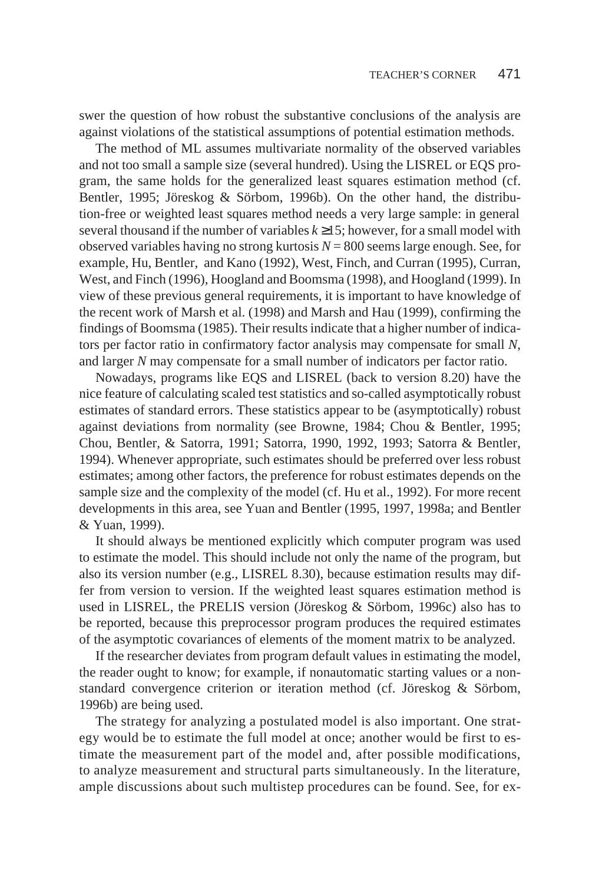swer the question of how robust the substantive conclusions of the analysis are against violations of the statistical assumptions of potential estimation methods.

The method of ML assumes multivariate normality of the observed variables and not too small a sample size (several hundred). Using the LISREL or EQS program, the same holds for the generalized least squares estimation method (cf. Bentler, 1995; Jöreskog & Sörbom, 1996b). On the other hand, the distribution-free or weighted least squares method needs a very large sample: in general several thousand if the number of variables $k \geq 15$; however, for a small model with observed variables having no strong kurtosis $N = 800$ seems large enough. See, for example, Hu, Bentler, and Kano (1992), West, Finch, and Curran (1995), Curran, West, and Finch (1996), Hoogland and Boomsma (1998), and Hoogland (1999). In view of these previous general requirements, it is important to have knowledge of the recent work of Marsh et al. (1998) and Marsh and Hau (1999), confirming the findings of Boomsma (1985). Their results indicate that a higher number of indicators per factor ratio in confirmatory factor analysis may compensate for small $N$, and larger $N$ may compensate for a small number of indicators per factor ratio.

Nowadays, programs like EQS and LISREL (back to version 8.20) have the nice feature of calculating scaled test statistics and so-called asymptotically robust estimates of standard errors. These statistics appear to be (asymptotically) robust against deviations from normality (see Browne, 1984; Chou & Bentler, 1995; Chou, Bentler, & Satorra, 1991; Satorra, 1990, 1992, 1993; Satorra & Bentler, 1994). Whenever appropriate, such estimates should be preferred over less robust estimates; among other factors, the preference for robust estimates depends on the sample size and the complexity of the model (cf. Hu et al., 1992). For more recent developments in this area, see Yuan and Bentler (1995, 1997, 1998a; and Bentler & Yuan, 1999).

It should always be mentioned explicitly which computer program was used to estimate the model. This should include not only the name of the program, but also its version number (e.g., LISREL 8.30), because estimation results may differ from version to version. If the weighted least squares estimation method is used in LISREL, the PRELIS version (Jöreskog & Sörbom, 1996c) also has to be reported, because this preprocessor program produces the required estimates of the asymptotic covariances of elements of the moment matrix to be analyzed.

If the researcher deviates from program default values in estimating the model, the reader ought to know; for example, if nonautomatic starting values or a nonstandard convergence criterion or iteration method (cf. Jöreskog & Sörbom, 1996b) are being used.

The strategy for analyzing a postulated model is also important. One strategy would be to estimate the full model at once; another would be first to estimate the measurement part of the model and, after possible modifications, to analyze measurement and structural parts simultaneously. In the literature, ample discussions about such multistep procedures can be found. See, for ex-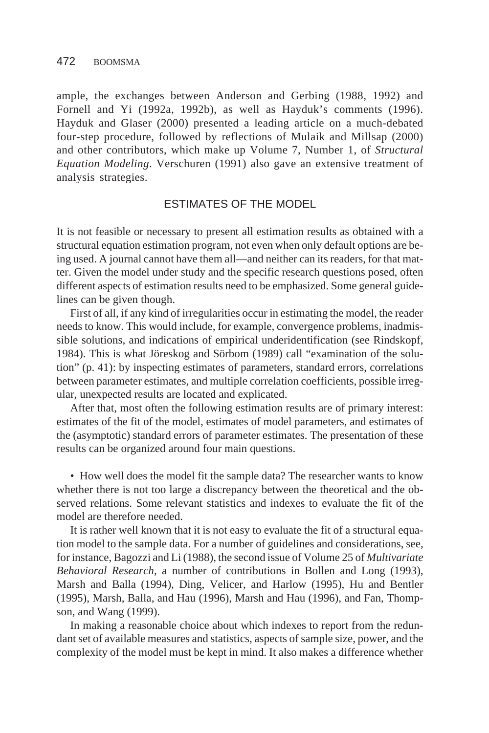ample, the exchanges between Anderson and Gerbing (1988, 1992) and Fornell and Yi (1992a, 1992b), as well as Hayduk's comments (1996). Hayduk and Glaser (2000) presented a leading article on a much-debated four-step procedure, followed by reflections of Mulaik and Millsap (2000) and other contributors, which make up Volume 7, Number 1, of *Structural Equation Modeling*. Verschuren (1991) also gave an extensive treatment of analysis strategies.

## ESTIMATES OF THE MODEL

It is not feasible or necessary to present all estimation results as obtained with a structural equation estimation program, not even when only default options are being used. A journal cannot have them all—and neither can its readers, for that matter. Given the model under study and the specific research questions posed, often different aspects of estimation results need to be emphasized. Some general guidelines can be given though.

First of all, if any kind of irregularities occur in estimating the model, the reader needs to know. This would include, for example, convergence problems, inadmissible solutions, and indications of empirical underidentification (see Rindskopf, 1984). This is what Jöreskog and Sörbom (1989) call "examination of the solution" (p. 41): by inspecting estimates of parameters, standard errors, correlations between parameter estimates, and multiple correlation coefficients, possible irregular, unexpected results are located and explicated.

After that, most often the following estimation results are of primary interest: estimates of the fit of the model, estimates of model parameters, and estimates of the (asymptotic) standard errors of parameter estimates. The presentation of these results can be organized around four main questions.

• How well does the model fit the sample data? The researcher wants to know whether there is not too large a discrepancy between the theoretical and the observed relations. Some relevant statistics and indexes to evaluate the fit of the model are therefore needed.

It is rather well known that it is not easy to evaluate the fit of a structural equation model to the sample data. For a number of guidelines and considerations, see, for instance, Bagozzi and Li (1988), the second issue of Volume 25 of *Multivariate Behavioral Research*, a number of contributions in Bollen and Long (1993), Marsh and Balla (1994), Ding, Velicer, and Harlow (1995), Hu and Bentler (1995), Marsh, Balla, and Hau (1996), Marsh and Hau (1996), and Fan, Thompson, and Wang (1999).

In making a reasonable choice about which indexes to report from the redundant set of available measures and statistics, aspects of sample size, power, and the complexity of the model must be kept in mind. It also makes a difference whether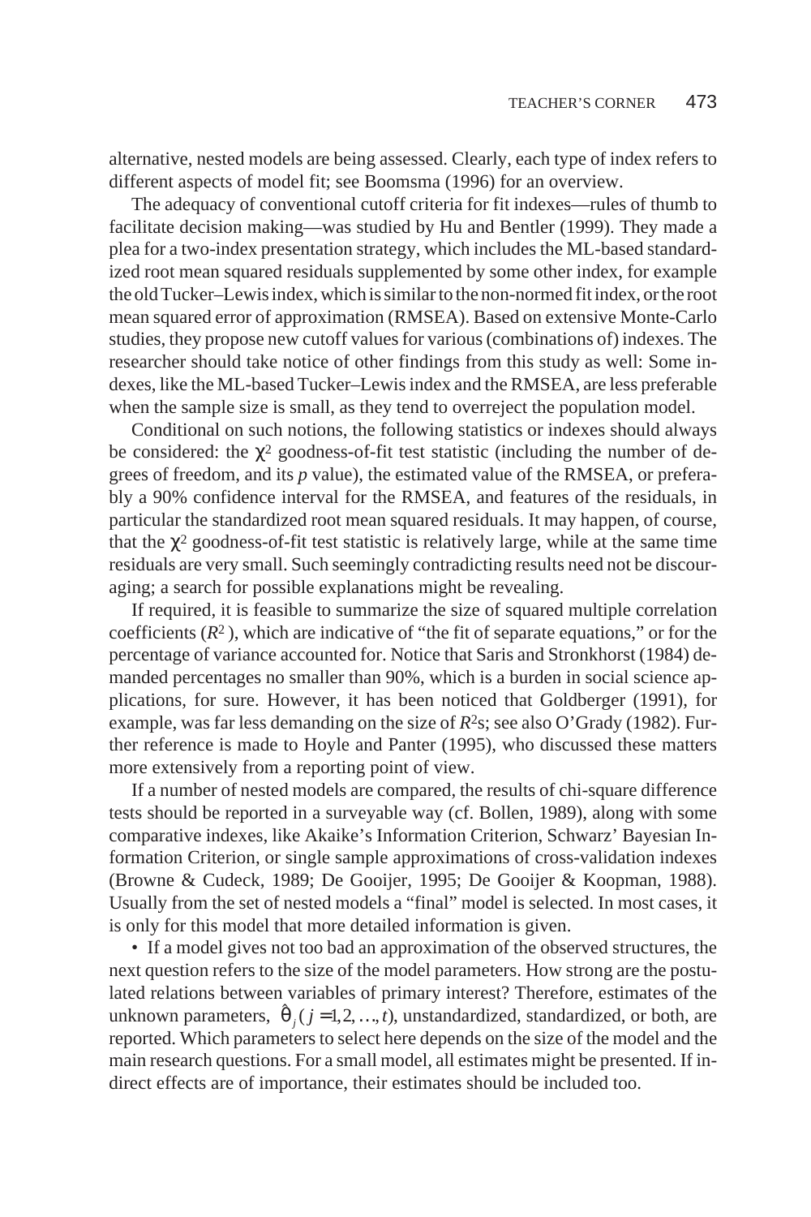alternative, nested models are being assessed. Clearly, each type of index refers to different aspects of model fit; see Boomsma (1996) for an overview.

The adequacy of conventional cutoff criteria for fit indexes—rules of thumb to facilitate decision making—was studied by Hu and Bentler (1999). They made a plea for a two-index presentation strategy, which includes the ML-based standardized root mean squared residuals supplemented by some other index, for example the old Tucker–Lewis index, which is similar to the non-normed fit index, or the root mean squared error of approximation (RMSEA). Based on extensive Monte-Carlo studies, they propose new cutoff values for various (combinations of) indexes. The researcher should take notice of other findings from this study as well: Some indexes, like the ML-based Tucker–Lewis index and the RMSEA, are less preferable when the sample size is small, as they tend to overreject the population model.

Conditional on such notions, the following statistics or indexes should always be considered: the $\chi^2$ goodness-of-fit test statistic (including the number of degrees of freedom, and its *p* value), the estimated value of the RMSEA, or preferably a 90% confidence interval for the RMSEA, and features of the residuals, in particular the standardized root mean squared residuals. It may happen, of course, that the $\chi^2$ goodness-of-fit test statistic is relatively large, while at the same time residuals are very small. Such seemingly contradicting results need not be discouraging; a search for possible explanations might be revealing.

If required, it is feasible to summarize the size of squared multiple correlation coefficients ($R^2$), which are indicative of "the fit of separate equations," or for the percentage of variance accounted for. Notice that Saris and Stronkhorst (1984) demanded percentages no smaller than 90%, which is a burden in social science applications, for sure. However, it has been noticed that Goldberger (1991), for example, was far less demanding on the size of $R^2$s; see also O'Grady (1982). Further reference is made to Hoyle and Panter (1995), who discussed these matters more extensively from a reporting point of view.

If a number of nested models are compared, the results of chi-square difference tests should be reported in a surveyable way (cf. Bollen, 1989), along with some comparative indexes, like Akaike's Information Criterion, Schwarz' Bayesian Information Criterion, or single sample approximations of cross-validation indexes (Browne & Cudeck, 1989; De Gooijer, 1995; De Gooijer & Koopman, 1988). Usually from the set of nested models a "final" model is selected. In most cases, it is only for this model that more detailed information is given.

- If a model gives not too bad an approximation of the observed structures, the next question refers to the size of the model parameters. How strong are the postulated relations between variables of primary interest? Therefore, estimates of the unknown parameters, $\hat{\theta}_j$ $(j = 1, 2, \ldots, t)$, unstandardized, standardized, or both, are reported. Which parameters to select here depends on the size of the model and the main research questions. For a small model, all estimates might be presented. If indirect effects are of importance, their estimates should be included too.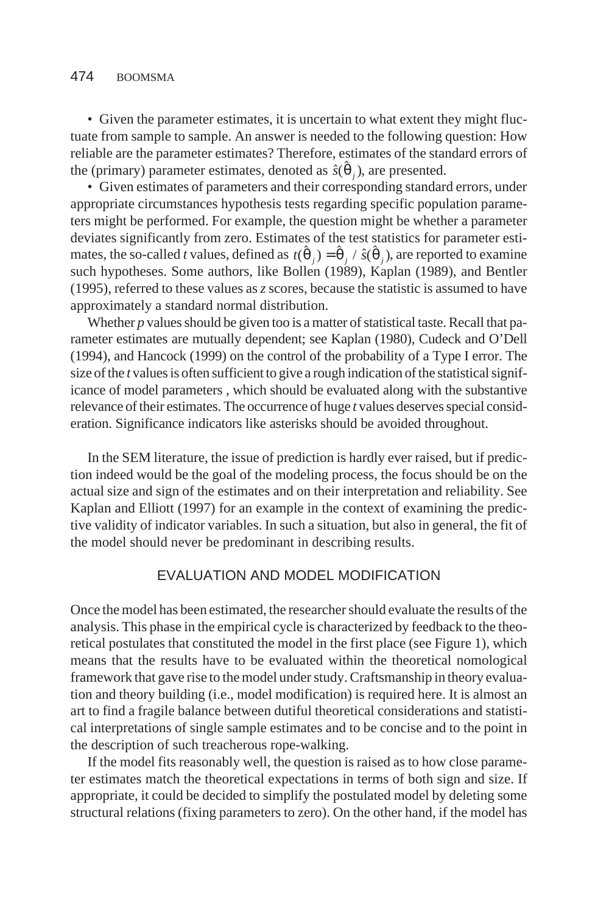• Given the parameter estimates, it is uncertain to what extent they might fluctuate from sample to sample. An answer is needed to the following question: How reliable are the parameter estimates? Therefore, estimates of the standard errors of the (primary) parameter estimates, denoted as $\hat{s}(\hat{\theta}_j)$, are presented.

• Given estimates of parameters and their corresponding standard errors, under appropriate circumstances hypothesis tests regarding specific population parameters might be performed. For example, the question might be whether a parameter deviates significantly from zero. Estimates of the test statistics for parameter estimates, the so-called *t* values, defined as $t(\hat{\theta}_j) = \hat{\theta}_j / \hat{s}(\hat{\theta}_j)$, are reported to examine such hypotheses. Some authors, like Bollen (1989), Kaplan (1989), and Bentler (1995), referred to these values as *z* scores, because the statistic is assumed to have approximately a standard normal distribution.

Whether *p* values should be given too is a matter of statistical taste. Recall that parameter estimates are mutually dependent; see Kaplan (1980), Cudeck and O'Dell (1994), and Hancock (1999) on the control of the probability of a Type I error. The size of the *t* values is often sufficient to give a rough indication of the statistical significance of model parameters , which should be evaluated along with the substantive relevance of their estimates. The occurrence of huge *t* values deserves special consideration. Significance indicators like asterisks should be avoided throughout.

In the SEM literature, the issue of prediction is hardly ever raised, but if prediction indeed would be the goal of the modeling process, the focus should be on the actual size and sign of the estimates and on their interpretation and reliability. See Kaplan and Elliott (1997) for an example in the context of examining the predictive validity of indicator variables. In such a situation, but also in general, the fit of the model should never be predominant in describing results.

## EVALUATION AND MODEL MODIFICATION

Once the model has been estimated, the researcher should evaluate the results of the analysis. This phase in the empirical cycle is characterized by feedback to the theoretical postulates that constituted the model in the first place (see Figure 1), which means that the results have to be evaluated within the theoretical nomological framework that gave rise to the model under study. Craftsmanship in theory evaluation and theory building (i.e., model modification) is required here. It is almost an art to find a fragile balance between dutiful theoretical considerations and statistical interpretations of single sample estimates and to be concise and to the point in the description of such treacherous rope-walking.

If the model fits reasonably well, the question is raised as to how close parameter estimates match the theoretical expectations in terms of both sign and size. If appropriate, it could be decided to simplify the postulated model by deleting some structural relations (fixing parameters to zero). On the other hand, if the model has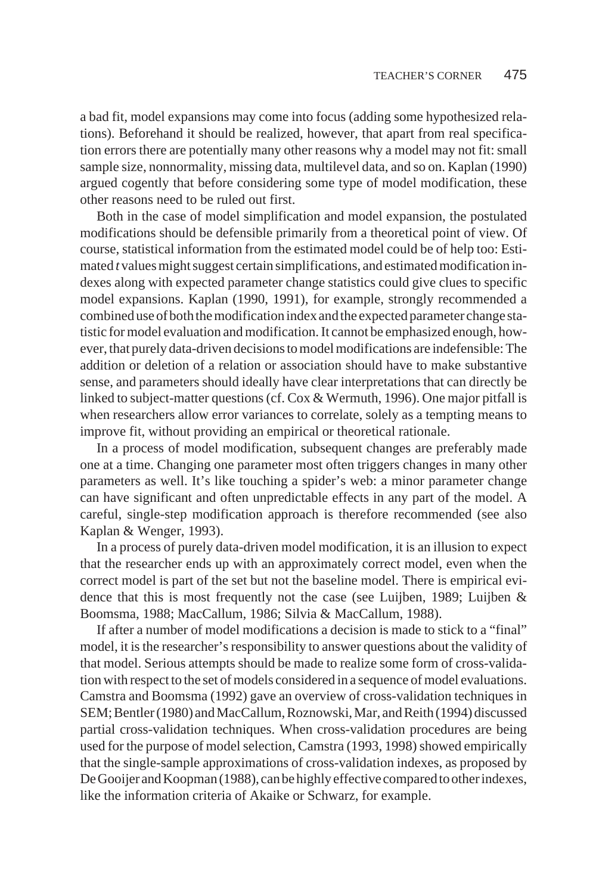a bad fit, model expansions may come into focus (adding some hypothesized relations). Beforehand it should be realized, however, that apart from real specification errors there are potentially many other reasons why a model may not fit: small sample size, nonnormality, missing data, multilevel data, and so on. Kaplan (1990) argued cogently that before considering some type of model modification, these other reasons need to be ruled out first.

Both in the case of model simplification and model expansion, the postulated modifications should be defensible primarily from a theoretical point of view. Of course, statistical information from the estimated model could be of help too: Estimated *t* values might suggest certain simplifications, and estimated modification indexes along with expected parameter change statistics could give clues to specific model expansions. Kaplan (1990, 1991), for example, strongly recommended a combined use of both the modification index and the expected parameter change statistic for model evaluation and modification. It cannot be emphasized enough, however, that purely data-driven decisions to model modifications are indefensible: The addition or deletion of a relation or association should have to make substantive sense, and parameters should ideally have clear interpretations that can directly be linked to subject-matter questions (cf. Cox & Wermuth, 1996). One major pitfall is when researchers allow error variances to correlate, solely as a tempting means to improve fit, without providing an empirical or theoretical rationale.

In a process of model modification, subsequent changes are preferably made one at a time. Changing one parameter most often triggers changes in many other parameters as well. It's like touching a spider's web: a minor parameter change can have significant and often unpredictable effects in any part of the model. A careful, single-step modification approach is therefore recommended (see also Kaplan & Wenger, 1993).

In a process of purely data-driven model modification, it is an illusion to expect that the researcher ends up with an approximately correct model, even when the correct model is part of the set but not the baseline model. There is empirical evidence that this is most frequently not the case (see Luijben, 1989; Luijben & Boomsma, 1988; MacCallum, 1986; Silvia & MacCallum, 1988).

If after a number of model modifications a decision is made to stick to a "final" model, it is the researcher's responsibility to answer questions about the validity of that model. Serious attempts should be made to realize some form of cross-validation with respect to the set of models considered in a sequence of model evaluations. Camstra and Boomsma (1992) gave an overview of cross-validation techniques in SEM; Bentler (1980) and MacCallum, Roznowski, Mar, and Reith (1994) discussed partial cross-validation techniques. When cross-validation procedures are being used for the purpose of model selection, Camstra (1993, 1998) showed empirically that the single-sample approximations of cross-validation indexes, as proposed by De Gooijer and Koopman (1988), can be highly effective compared to other indexes, like the information criteria of Akaike or Schwarz, for example.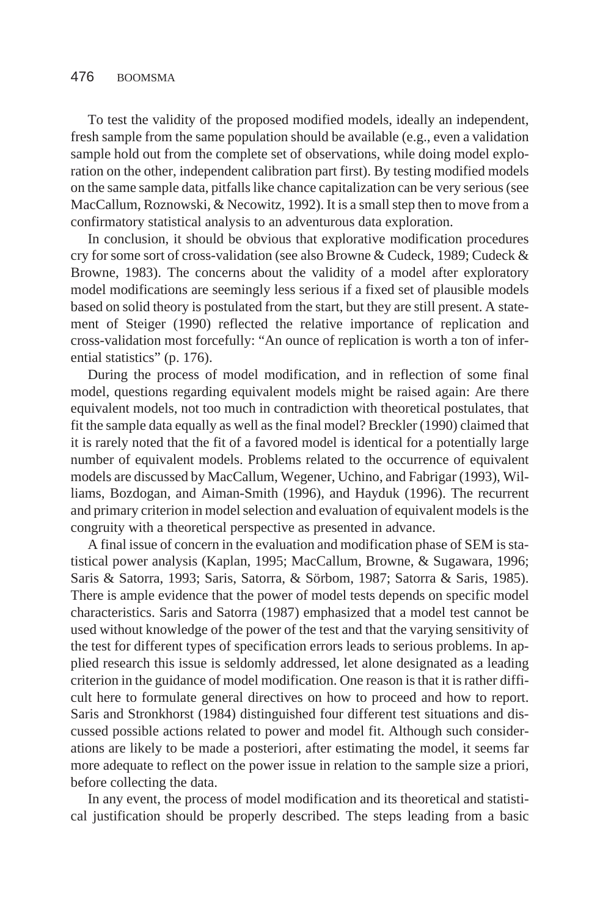To test the validity of the proposed modified models, ideally an independent, fresh sample from the same population should be available (e.g., even a validation sample hold out from the complete set of observations, while doing model exploration on the other, independent calibration part first). By testing modified models on the same sample data, pitfalls like chance capitalization can be very serious (see MacCallum, Roznowski, & Necowitz, 1992). It is a small step then to move from a confirmatory statistical analysis to an adventurous data exploration.

In conclusion, it should be obvious that explorative modification procedures cry for some sort of cross-validation (see also Browne & Cudeck, 1989; Cudeck & Browne, 1983). The concerns about the validity of a model after exploratory model modifications are seemingly less serious if a fixed set of plausible models based on solid theory is postulated from the start, but they are still present. A statement of Steiger (1990) reflected the relative importance of replication and cross-validation most forcefully: "An ounce of replication is worth a ton of inferential statistics" (p. 176).

During the process of model modification, and in reflection of some final model, questions regarding equivalent models might be raised again: Are there equivalent models, not too much in contradiction with theoretical postulates, that fit the sample data equally as well as the final model? Breckler (1990) claimed that it is rarely noted that the fit of a favored model is identical for a potentially large number of equivalent models. Problems related to the occurrence of equivalent models are discussed by MacCallum, Wegener, Uchino, and Fabrigar (1993), Williams, Bozdogan, and Aiman-Smith (1996), and Hayduk (1996). The recurrent and primary criterion in model selection and evaluation of equivalent models is the congruity with a theoretical perspective as presented in advance.

A final issue of concern in the evaluation and modification phase of SEM is statistical power analysis (Kaplan, 1995; MacCallum, Browne, & Sugawara, 1996; Saris & Satorra, 1993; Saris, Satorra, & Sörbom, 1987; Satorra & Saris, 1985). There is ample evidence that the power of model tests depends on specific model characteristics. Saris and Satorra (1987) emphasized that a model test cannot be used without knowledge of the power of the test and that the varying sensitivity of the test for different types of specification errors leads to serious problems. In applied research this issue is seldomly addressed, let alone designated as a leading criterion in the guidance of model modification. One reason is that it is rather difficult here to formulate general directives on how to proceed and how to report. Saris and Stronkhorst (1984) distinguished four different test situations and discussed possible actions related to power and model fit. Although such considerations are likely to be made a posteriori, after estimating the model, it seems far more adequate to reflect on the power issue in relation to the sample size a priori, before collecting the data.

In any event, the process of model modification and its theoretical and statistical justification should be properly described. The steps leading from a basic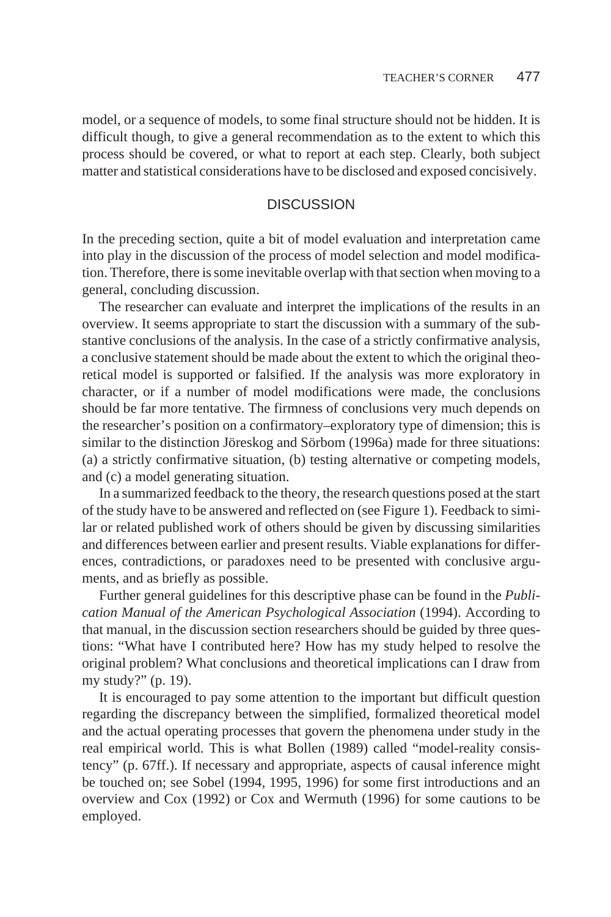model, or a sequence of models, to some final structure should not be hidden. It is difficult though, to give a general recommendation as to the extent to which this process should be covered, or what to report at each step. Clearly, both subject matter and statistical considerations have to be disclosed and exposed concisively.

## DISCUSSION

In the preceding section, quite a bit of model evaluation and interpretation came into play in the discussion of the process of model selection and model modification. Therefore, there is some inevitable overlap with that section when moving to a general, concluding discussion.

The researcher can evaluate and interpret the implications of the results in an overview. It seems appropriate to start the discussion with a summary of the substantive conclusions of the analysis. In the case of a strictly confirmative analysis, a conclusive statement should be made about the extent to which the original theoretical model is supported or falsified. If the analysis was more exploratory in character, or if a number of model modifications were made, the conclusions should be far more tentative. The firmness of conclusions very much depends on the researcher's position on a confirmatory–exploratory type of dimension; this is similar to the distinction Jöreskog and Sörbom (1996a) made for three situations: (a) a strictly confirmative situation, (b) testing alternative or competing models, and (c) a model generating situation.

In a summarized feedback to the theory, the research questions posed at the start of the study have to be answered and reflected on (see Figure 1). Feedback to similar or related published work of others should be given by discussing similarities and differences between earlier and present results. Viable explanations for differences, contradictions, or paradoxes need to be presented with conclusive arguments, and as briefly as possible.

Further general guidelines for this descriptive phase can be found in the *Publication Manual of the American Psychological Association* (1994). According to that manual, in the discussion section researchers should be guided by three questions: "What have I contributed here? How has my study helped to resolve the original problem? What conclusions and theoretical implications can I draw from my study?" (p. 19).

It is encouraged to pay some attention to the important but difficult question regarding the discrepancy between the simplified, formalized theoretical model and the actual operating processes that govern the phenomena under study in the real empirical world. This is what Bollen (1989) called "model-reality consistency" (p. 67ff.). If necessary and appropriate, aspects of causal inference might be touched on; see Sobel (1994, 1995, 1996) for some first introductions and an overview and Cox (1992) or Cox and Wermuth (1996) for some cautions to be employed.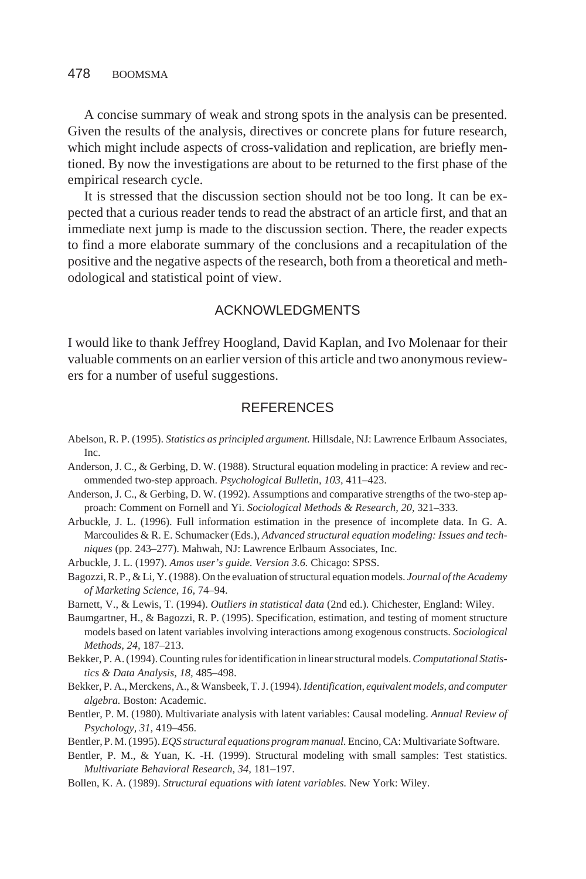A concise summary of weak and strong spots in the analysis can be presented. Given the results of the analysis, directives or concrete plans for future research, which might include aspects of cross-validation and replication, are briefly mentioned. By now the investigations are about to be returned to the first phase of the empirical research cycle.

It is stressed that the discussion section should not be too long. It can be expected that a curious reader tends to read the abstract of an article first, and that an immediate next jump is made to the discussion section. There, the reader expects to find a more elaborate summary of the conclusions and a recapitulation of the positive and the negative aspects of the research, both from a theoretical and methodological and statistical point of view.

## ACKNOWLEDGMENTS

I would like to thank Jeffrey Hoogland, David Kaplan, and Ivo Molenaar for their valuable comments on an earlier version of this article and two anonymous reviewers for a number of useful suggestions.

## REFERENCES

Abelson, R. P. (1995). *Statistics as principled argument.* Hillsdale, NJ: Lawrence Erlbaum Associates, Inc.

Anderson, J. C., & Gerbing, D. W. (1988). Structural equation modeling in practice: A review and recommended two-step approach. *Psychological Bulletin, 103,* 411–423.

Anderson, J. C., & Gerbing, D. W. (1992). Assumptions and comparative strengths of the two-step approach: Comment on Fornell and Yi. *Sociological Methods & Research, 20,* 321–333.

Arbuckle, J. L. (1996). Full information estimation in the presence of incomplete data. In G. A. Marcoulides & R. E. Schumacker (Eds.), *Advanced structural equation modeling: Issues and techniques* (pp. 243–277). Mahwah, NJ: Lawrence Erlbaum Associates, Inc.

Arbuckle, J. L. (1997). *Amos user's guide. Version 3.6.* Chicago: SPSS.

Bagozzi, R. P., & Li, Y. (1988). On the evaluation of structural equation models. *Journal of the Academy of Marketing Science, 16,* 74–94.

Barnett, V., & Lewis, T. (1994). *Outliers in statistical data* (2nd ed.). Chichester, England: Wiley.

Baumgartner, H., & Bagozzi, R. P. (1995). Specification, estimation, and testing of moment structure models based on latent variables involving interactions among exogenous constructs. *Sociological Methods, 24,* 187–213.

Bekker, P. A. (1994). Counting rules for identification in linear structural models. *Computational Statistics & Data Analysis, 18,* 485–498.

Bekker, P. A., Merckens, A., & Wansbeek, T. J. (1994). *Identification, equivalent models, and computer algebra.* Boston: Academic.

Bentler, P. M. (1980). Multivariate analysis with latent variables: Causal modeling. *Annual Review of Psychology, 31,* 419–456.

Bentler, P. M. (1995). *EQS structural equations program manual.* Encino, CA: Multivariate Software.

Bentler, P. M., & Yuan, K. -H. (1999). Structural modeling with small samples: Test statistics. *Multivariate Behavioral Research, 34,* 181–197.

Bollen, K. A. (1989). *Structural equations with latent variables.* New York: Wiley.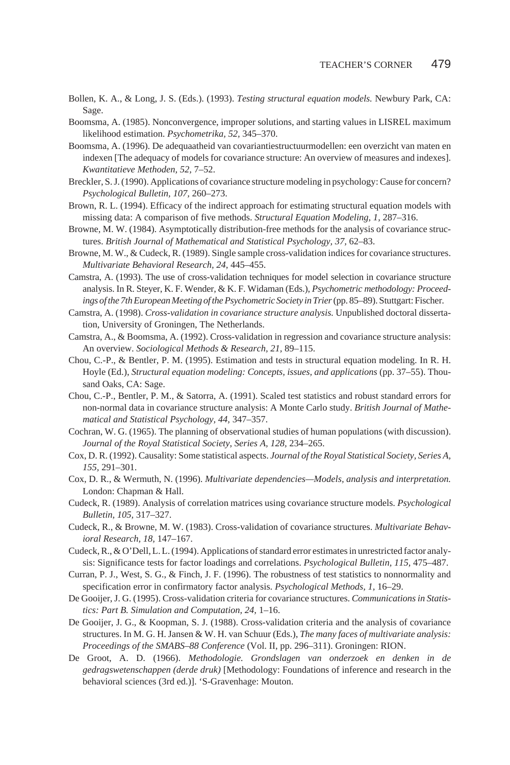Bollen, K. A., & Long, J. S. (Eds.). (1993). *Testing structural equation models.* Newbury Park, CA: Sage.

Boomsma, A. (1985). Nonconvergence, improper solutions, and starting values in LISREL maximum likelihood estimation. *Psychometrika, 52,* 345–370.

Boomsma, A. (1996). De adequaatheid van covariantiestructuurmodellen: een overzicht van maten en indexen [The adequacy of models for covariance structure: An overview of measures and indexes]. *Kwantitatieve Methoden, 52,* 7–52.

Breckler, S. J. (1990). Applications of covariance structure modeling in psychology: Cause for concern? *Psychological Bulletin, 107,* 260–273.

Brown, R. L. (1994). Efficacy of the indirect approach for estimating structural equation models with missing data: A comparison of five methods. *Structural Equation Modeling, 1,* 287–316.

Browne, M. W. (1984). Asymptotically distribution-free methods for the analysis of covariance structures. *British Journal of Mathematical and Statistical Psychology, 37,* 62–83.

Browne, M. W., & Cudeck, R. (1989). Single sample cross-validation indices for covariance structures. *Multivariate Behavioral Research, 24,* 445–455.

Camstra, A. (1993). The use of cross-validation techniques for model selection in covariance structure analysis. In R. Steyer, K. F. Wender, & K. F. Widaman (Eds.), *Psychometric methodology: Proceedings of the 7th European Meeting of the Psychometric Society in Trier* (pp. 85–89). Stuttgart: Fischer.

Camstra, A. (1998). *Cross-validation in covariance structure analysis.* Unpublished doctoral dissertation, University of Groningen, The Netherlands.

Camstra, A., & Boomsma, A. (1992). Cross-validation in regression and covariance structure analysis: An overview. *Sociological Methods & Research, 21,* 89–115.

Chou, C.-P., & Bentler, P. M. (1995). Estimation and tests in structural equation modeling. In R. H. Hoyle (Ed.), *Structural equation modeling: Concepts, issues, and applications* (pp. 37–55). Thousand Oaks, CA: Sage.

Chou, C.-P., Bentler, P. M., & Satorra, A. (1991). Scaled test statistics and robust standard errors for non-normal data in covariance structure analysis: A Monte Carlo study. *British Journal of Mathematical and Statistical Psychology, 44,* 347–357.

Cochran, W. G. (1965). The planning of observational studies of human populations (with discussion). *Journal of the Royal Statistical Society, Series A, 128,* 234–265.

Cox, D. R. (1992). Causality: Some statistical aspects. *Journal of the Royal Statistical Society, Series A, 155,* 291–301.

Cox, D. R., & Wermuth, N. (1996). *Multivariate dependencies—Models, analysis and interpretation.* London: Chapman & Hall.

Cudeck, R. (1989). Analysis of correlation matrices using covariance structure models. *Psychological Bulletin, 105,* 317–327.

Cudeck, R., & Browne, M. W. (1983). Cross-validation of covariance structures. *Multivariate Behavioral Research, 18,* 147–167.

Cudeck, R., & O'Dell, L. L. (1994). Applications of standard error estimates in unrestricted factor analysis: Significance tests for factor loadings and correlations. *Psychological Bulletin, 115,* 475–487.

Curran, P. J., West, S. G., & Finch, J. F. (1996). The robustness of test statistics to nonnormality and specification error in confirmatory factor analysis. *Psychological Methods, 1,* 16–29.

De Gooijer, J. G. (1995). Cross-validation criteria for covariance structures. *Communications in Statistics: Part B. Simulation and Computation, 24,* 1–16.

De Gooijer, J. G., & Koopman, S. J. (1988). Cross-validation criteria and the analysis of covariance structures. In M. G. H. Jansen & W. H. van Schuur (Eds.), *The many faces of multivariate analysis: Proceedings of the SMABS–88 Conference* (Vol. II, pp. 296–311). Groningen: RION.

De Groot, A. D. (1966). *Methodologie. Grondslagen van onderzoek en denken in de gedragswetenschappen (derde druk)* [Methodology: Foundations of inference and research in the behavioral sciences (3rd ed.)]. 'S-Gravenhage: Mouton.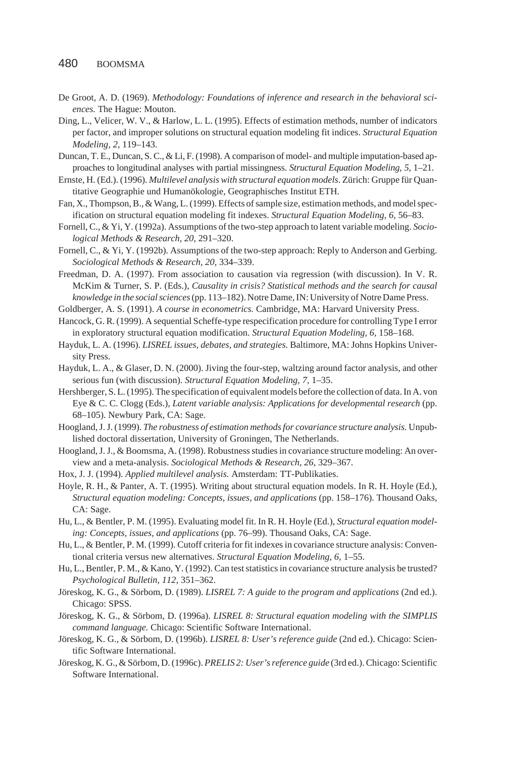De Groot, A. D. (1969). *Methodology: Foundations of inference and research in the behavioral sciences.* The Hague: Mouton.

Ding, L., Velicer, W. V., & Harlow, L. L. (1995). Effects of estimation methods, number of indicators per factor, and improper solutions on structural equation modeling fit indices. *Structural Equation Modeling, 2,* 119–143.

Duncan, T. E., Duncan, S. C., & Li, F. (1998). A comparison of model- and multiple imputation-based approaches to longitudinal analyses with partial missingness. *Structural Equation Modeling, 5,* 1–21.

Ernste, H. (Ed.). (1996). *Multilevel analysis with structural equation models*. Zürich: Gruppe für Quantitative Geographie und Humanökologie, Geographisches Institut ETH.

Fan, X., Thompson, B., & Wang, L. (1999). Effects of sample size, estimation methods, and model specification on structural equation modeling fit indexes. *Structural Equation Modeling, 6,* 56–83.

Fornell, C., & Yi, Y. (1992a). Assumptions of the two-step approach to latent variable modeling. *Sociological Methods & Research, 20,* 291–320.

Fornell, C., & Yi, Y. (1992b). Assumptions of the two-step approach: Reply to Anderson and Gerbing. *Sociological Methods & Research, 20,* 334–339.

Freedman, D. A. (1997). From association to causation via regression (with discussion). In V. R. McKim & Turner, S. P. (Eds.), *Causality in crisis? Statistical methods and the search for causal knowledge in the social sciences* (pp. 113–182). Notre Dame, IN: University of Notre Dame Press.

Goldberger, A. S. (1991). *A course in econometrics.* Cambridge, MA: Harvard University Press.

Hancock, G. R. (1999). A sequential Scheffe-type respecification procedure for controlling Type I error in exploratory structural equation modification. *Structural Equation Modeling, 6,* 158–168.

Hayduk, L. A. (1996). *LISREL issues, debates, and strategies.* Baltimore, MA: Johns Hopkins University Press.

Hayduk, L. A., & Glaser, D. N. (2000). Jiving the four-step, waltzing around factor analysis, and other serious fun (with discussion). *Structural Equation Modeling, 7,* 1–35.

Hershberger, S. L. (1995). The specification of equivalent models before the collection of data. In A. von Eye & C. C. Clogg (Eds.), *Latent variable analysis: Applications for developmental research* (pp. 68–105). Newbury Park, CA: Sage.

Hoogland, J. J. (1999). *The robustness of estimation methods for covariance structure analysis.* Unpublished doctoral dissertation, University of Groningen, The Netherlands.

Hoogland, J. J., & Boomsma, A. (1998). Robustness studies in covariance structure modeling: An overview and a meta-analysis. *Sociological Methods & Research, 26,* 329–367.

Hox, J. J. (1994). *Applied multilevel analysis.* Amsterdam: TT-Publikaties.

Hoyle, R. H., & Panter, A. T. (1995). Writing about structural equation models. In R. H. Hoyle (Ed.), *Structural equation modeling: Concepts, issues, and applications* (pp. 158–176). Thousand Oaks, CA: Sage.

Hu, L., & Bentler, P. M. (1995). Evaluating model fit. In R. H. Hoyle (Ed.), *Structural equation modeling: Concepts, issues, and applications* (pp. 76–99). Thousand Oaks, CA: Sage.

Hu, L., & Bentler, P. M. (1999). Cutoff criteria for fit indexes in covariance structure analysis: Conventional criteria versus new alternatives. *Structural Equation Modeling, 6,* 1–55.

Hu, L., Bentler, P. M., & Kano, Y. (1992). Can test statistics in covariance structure analysis be trusted? *Psychological Bulletin, 112,* 351–362.

Jöreskog, K. G., & Sörbom, D. (1989). *LISREL 7: A guide to the program and applications* (2nd ed.). Chicago: SPSS.

Jöreskog, K. G., & Sörbom, D. (1996a). *LISREL 8: Structural equation modeling with the SIMPLIS command language.* Chicago: Scientific Software International.

Jöreskog, K. G., & Sörbom, D. (1996b). *LISREL 8: User's reference guide* (2nd ed.). Chicago: Scientific Software International.

Jöreskog, K. G., & Sörbom, D. (1996c). *PRELIS 2: User's reference guide* (3rd ed.). Chicago: Scientific Software International.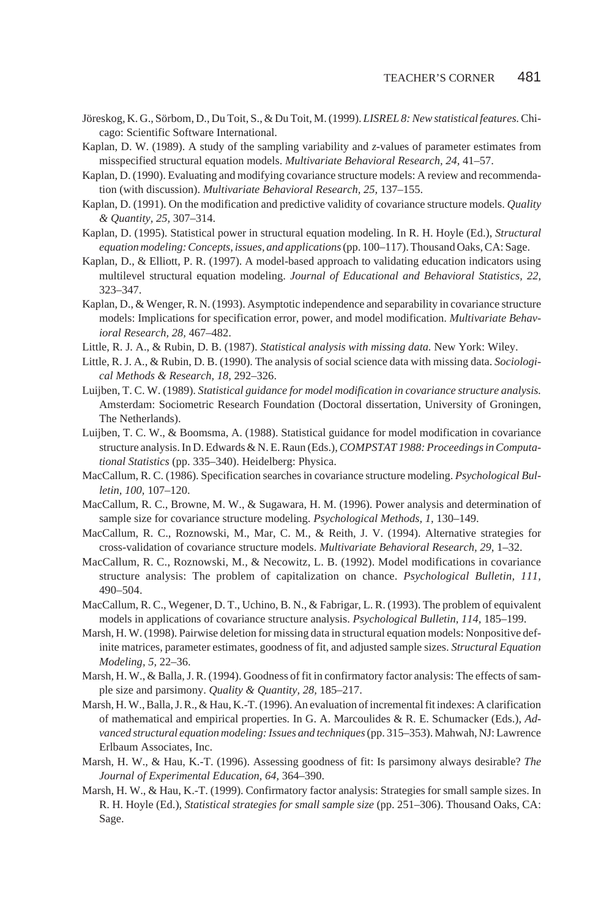Jöreskog, K. G., Sörbom, D., Du Toit, S., & Du Toit, M. (1999). *LISREL 8: New statistical features.* Chicago: Scientific Software International.

Kaplan, D. W. (1989). A study of the sampling variability and *z*-values of parameter estimates from misspecified structural equation models. *Multivariate Behavioral Research, 24,* 41–57.

Kaplan, D. (1990). Evaluating and modifying covariance structure models: A review and recommendation (with discussion). *Multivariate Behavioral Research, 25,* 137–155.

Kaplan, D. (1991). On the modification and predictive validity of covariance structure models. *Quality & Quantity, 25,* 307–314.

Kaplan, D. (1995). Statistical power in structural equation modeling. In R. H. Hoyle (Ed.), *Structural equation modeling: Concepts, issues, and applications* (pp. 100–117). Thousand Oaks, CA: Sage.

Kaplan, D., & Elliott, P. R. (1997). A model-based approach to validating education indicators using multilevel structural equation modeling. *Journal of Educational and Behavioral Statistics, 22,* 323–347.

Kaplan, D., & Wenger, R. N. (1993). Asymptotic independence and separability in covariance structure models: Implications for specification error, power, and model modification. *Multivariate Behavioral Research, 28,* 467–482.

Little, R. J. A., & Rubin, D. B. (1987). *Statistical analysis with missing data.* New York: Wiley.

Little, R. J. A., & Rubin, D. B. (1990). The analysis of social science data with missing data. *Sociological Methods & Research, 18,* 292–326.

Luijben, T. C. W. (1989). *Statistical guidance for model modification in covariance structure analysis.* Amsterdam: Sociometric Research Foundation (Doctoral dissertation, University of Groningen, The Netherlands).

Luijben, T. C. W., & Boomsma, A. (1988). Statistical guidance for model modification in covariance structure analysis. In D. Edwards & N. E. Raun (Eds.), *COMPSTAT 1988: Proceedings in Computational Statistics* (pp. 335–340). Heidelberg: Physica.

MacCallum, R. C. (1986). Specification searches in covariance structure modeling. *Psychological Bulletin, 100,* 107–120.

MacCallum, R. C., Browne, M. W., & Sugawara, H. M. (1996). Power analysis and determination of sample size for covariance structure modeling. *Psychological Methods, 1,* 130–149.

MacCallum, R. C., Roznowski, M., Mar, C. M., & Reith, J. V. (1994). Alternative strategies for cross-validation of covariance structure models. *Multivariate Behavioral Research, 29,* 1–32.

MacCallum, R. C., Roznowski, M., & Necowitz, L. B. (1992). Model modifications in covariance structure analysis: The problem of capitalization on chance. *Psychological Bulletin, 111,* 490–504.

MacCallum, R. C., Wegener, D. T., Uchino, B. N., & Fabrigar, L. R. (1993). The problem of equivalent models in applications of covariance structure analysis. *Psychological Bulletin, 114,* 185–199.

Marsh, H. W. (1998). Pairwise deletion for missing data in structural equation models: Nonpositive definite matrices, parameter estimates, goodness of fit, and adjusted sample sizes. *Structural Equation Modeling, 5,* 22–36.

Marsh, H. W., & Balla, J. R. (1994). Goodness of fit in confirmatory factor analysis: The effects of sample size and parsimony. *Quality & Quantity, 28,* 185–217.

Marsh, H. W., Balla, J. R., & Hau, K.-T. (1996). An evaluation of incremental fit indexes: A clarification of mathematical and empirical properties. In G. A. Marcoulides & R. E. Schumacker (Eds.), *Advanced structural equation modeling: Issues and techniques* (pp. 315–353). Mahwah, NJ: Lawrence Erlbaum Associates, Inc.

Marsh, H. W., & Hau, K.-T. (1996). Assessing goodness of fit: Is parsimony always desirable? *The Journal of Experimental Education, 64,* 364–390.

Marsh, H. W., & Hau, K.-T. (1999). Confirmatory factor analysis: Strategies for small sample sizes. In R. H. Hoyle (Ed.), *Statistical strategies for small sample size* (pp. 251–306). Thousand Oaks, CA: Sage.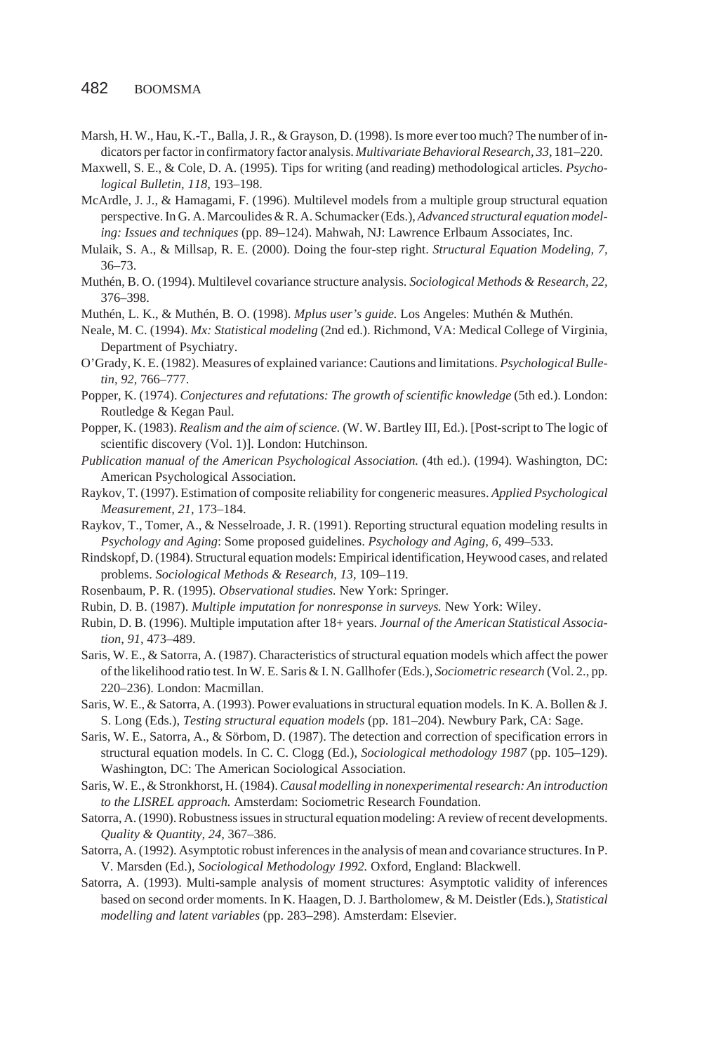Marsh, H. W., Hau, K.-T., Balla, J. R., & Grayson, D. (1998). Is more ever too much? The number of indicators per factor in confirmatory factor analysis. *Multivariate Behavioral Research, 33,* 181–220.

Maxwell, S. E., & Cole, D. A. (1995). Tips for writing (and reading) methodological articles. *Psychological Bulletin, 118,* 193–198.

McArdle, J. J., & Hamagami, F. (1996). Multilevel models from a multiple group structural equation perspective. In G. A. Marcoulides & R. A. Schumacker (Eds.), *Advanced structural equation modeling: Issues and techniques* (pp. 89–124). Mahwah, NJ: Lawrence Erlbaum Associates, Inc.

Mulaik, S. A., & Millsap, R. E. (2000). Doing the four-step right. *Structural Equation Modeling, 7,* 36–73.

Muthén, B. O. (1994). Multilevel covariance structure analysis. *Sociological Methods & Research, 22,* 376–398.

Muthén, L. K., & Muthén, B. O. (1998). *Mplus user's guide.* Los Angeles: Muthén & Muthén.

Neale, M. C. (1994). *Mx: Statistical modeling* (2nd ed.). Richmond, VA: Medical College of Virginia, Department of Psychiatry.

O'Grady, K. E. (1982). Measures of explained variance: Cautions and limitations. *Psychological Bulletin, 92,* 766–777.

Popper, K. (1974). *Conjectures and refutations: The growth of scientific knowledge* (5th ed.). London: Routledge & Kegan Paul.

Popper, K. (1983). *Realism and the aim of science.* (W. W. Bartley III, Ed.). [Post-script to The logic of scientific discovery (Vol. 1)]. London: Hutchinson.

*Publication manual of the American Psychological Association.* (4th ed.). (1994). Washington, DC: American Psychological Association.

Raykov, T. (1997). Estimation of composite reliability for congeneric measures. *Applied Psychological Measurement, 21,* 173–184.

Raykov, T., Tomer, A., & Nesselroade, J. R. (1991). Reporting structural equation modeling results in *Psychology and Aging*: Some proposed guidelines. *Psychology and Aging, 6,* 499–533.

Rindskopf, D. (1984). Structural equation models: Empirical identification, Heywood cases, and related problems. *Sociological Methods & Research, 13,* 109–119.

Rosenbaum, P. R. (1995). *Observational studies.* New York: Springer.

Rubin, D. B. (1987). *Multiple imputation for nonresponse in surveys.* New York: Wiley.

Rubin, D. B. (1996). Multiple imputation after 18+ years. *Journal of the American Statistical Association, 91,* 473–489.

Saris, W. E., & Satorra, A. (1987). Characteristics of structural equation models which affect the power of the likelihood ratio test. In W. E. Saris & I. N. Gallhofer (Eds.), *Sociometric research* (Vol. 2., pp. 220–236). London: Macmillan.

Saris, W. E., & Satorra, A. (1993). Power evaluations in structural equation models. In K. A. Bollen & J. S. Long (Eds.), *Testing structural equation models* (pp. 181–204). Newbury Park, CA: Sage.

Saris, W. E., Satorra, A., & Sörbom, D. (1987). The detection and correction of specification errors in structural equation models. In C. C. Clogg (Ed.), *Sociological methodology 1987* (pp. 105–129). Washington, DC: The American Sociological Association.

Saris, W. E., & Stronkhorst, H. (1984). *Causal modelling in nonexperimental research: An introduction to the LISREL approach.* Amsterdam: Sociometric Research Foundation.

Satorra, A. (1990). Robustness issues in structural equation modeling: A review of recent developments. *Quality & Quantity, 24,* 367–386.

Satorra, A. (1992). Asymptotic robust inferences in the analysis of mean and covariance structures. In P. V. Marsden (Ed.), *Sociological Methodology 1992.* Oxford, England: Blackwell.

Satorra, A. (1993). Multi-sample analysis of moment structures: Asymptotic validity of inferences based on second order moments. In K. Haagen, D. J. Bartholomew, & M. Deistler (Eds.), *Statistical modelling and latent variables* (pp. 283–298). Amsterdam: Elsevier.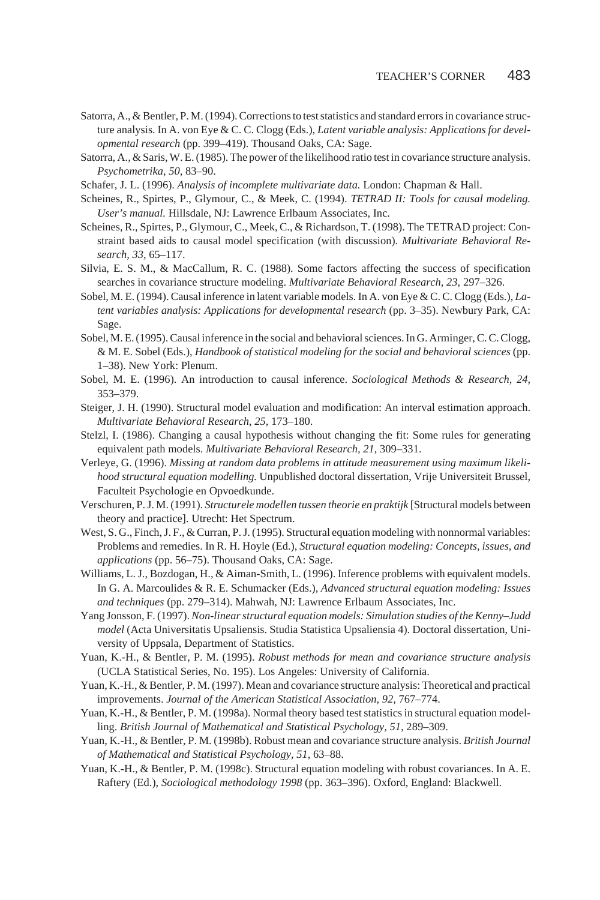Satorra, A., & Bentler, P. M. (1994). Corrections to test statistics and standard errors in covariance structure analysis. In A. von Eye & C. C. Clogg (Eds.), *Latent variable analysis: Applications for developmental research* (pp. 399–419). Thousand Oaks, CA: Sage.

Satorra, A., & Saris, W. E. (1985). The power of the likelihood ratio test in covariance structure analysis. *Psychometrika, 50,* 83–90.

Schafer, J. L. (1996). *Analysis of incomplete multivariate data.* London: Chapman & Hall.

Scheines, R., Spirtes, P., Glymour, C., & Meek, C. (1994). *TETRAD II: Tools for causal modeling. User's manual.* Hillsdale, NJ: Lawrence Erlbaum Associates, Inc.

Scheines, R., Spirtes, P., Glymour, C., Meek, C., & Richardson, T. (1998). The TETRAD project: Constraint based aids to causal model specification (with discussion). *Multivariate Behavioral Research, 33,* 65–117.

Silvia, E. S. M., & MacCallum, R. C. (1988). Some factors affecting the success of specification searches in covariance structure modeling. *Multivariate Behavioral Research, 23,* 297–326.

Sobel, M. E. (1994). Causal inference in latent variable models. In A. von Eye & C. C. Clogg (Eds.), *Latent variables analysis: Applications for developmental research* (pp. 3–35). Newbury Park, CA: Sage.

Sobel, M. E. (1995). Causal inference in the social and behavioral sciences. In G. Arminger, C. C. Clogg, & M. E. Sobel (Eds.), *Handbook of statistical modeling for the social and behavioral sciences* (pp. 1–38). New York: Plenum.

Sobel, M. E. (1996). An introduction to causal inference. *Sociological Methods & Research, 24,* 353–379.

Steiger, J. H. (1990). Structural model evaluation and modification: An interval estimation approach. *Multivariate Behavioral Research, 25,* 173–180.

Stelzl, I. (1986). Changing a causal hypothesis without changing the fit: Some rules for generating equivalent path models. *Multivariate Behavioral Research, 21,* 309–331.

Verleye, G. (1996). *Missing at random data problems in attitude measurement using maximum likelihood structural equation modelling.* Unpublished doctoral dissertation, Vrije Universiteit Brussel, Faculteit Psychologie en Opvoedkunde.

Verschuren, P. J. M. (1991). *Structurele modellen tussen theorie en praktijk* [Structural models between theory and practice]. Utrecht: Het Spectrum.

West, S. G., Finch, J. F., & Curran, P. J. (1995). Structural equation modeling with nonnormal variables: Problems and remedies. In R. H. Hoyle (Ed.), *Structural equation modeling: Concepts, issues, and applications* (pp. 56–75). Thousand Oaks, CA: Sage.

Williams, L. J., Bozdogan, H., & Aiman-Smith, L. (1996). Inference problems with equivalent models. In G. A. Marcoulides & R. E. Schumacker (Eds.), *Advanced structural equation modeling: Issues and techniques* (pp. 279–314). Mahwah, NJ: Lawrence Erlbaum Associates, Inc.

Yang Jonsson, F. (1997). *Non-linear structural equation models: Simulation studies of the Kenny–Judd model* (Acta Universitatis Upsaliensis. Studia Statistica Upsaliensia 4). Doctoral dissertation, University of Uppsala, Department of Statistics.

Yuan, K.-H., & Bentler, P. M. (1995). *Robust methods for mean and covariance structure analysis* (UCLA Statistical Series, No. 195). Los Angeles: University of California.

Yuan, K.-H., & Bentler, P. M. (1997). Mean and covariance structure analysis: Theoretical and practical improvements. *Journal of the American Statistical Association, 92,* 767–774.

Yuan, K.-H., & Bentler, P. M. (1998a). Normal theory based test statistics in structural equation modelling. *British Journal of Mathematical and Statistical Psychology, 51,* 289–309.

Yuan, K.-H., & Bentler, P. M. (1998b). Robust mean and covariance structure analysis. *British Journal of Mathematical and Statistical Psychology, 51,* 63–88.

Yuan, K.-H., & Bentler, P. M. (1998c). Structural equation modeling with robust covariances. In A. E. Raftery (Ed.), *Sociological methodology 1998* (pp. 363–396). Oxford, England: Blackwell.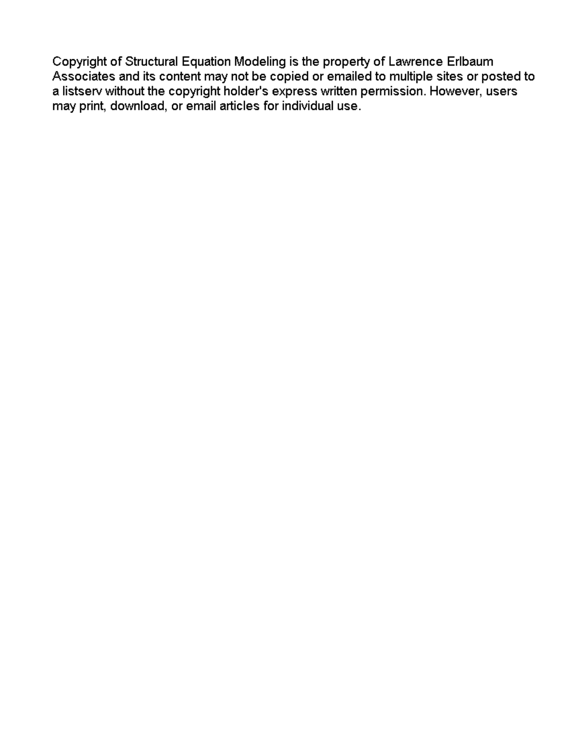Copyright of Structural Equation Modeling is the property of Lawrence Erlbaum Associates and its content may not be copied or emailed to multiple sites or posted to a listserv without the copyright holder's express written permission. However, users may print, download, or email articles for individual use.